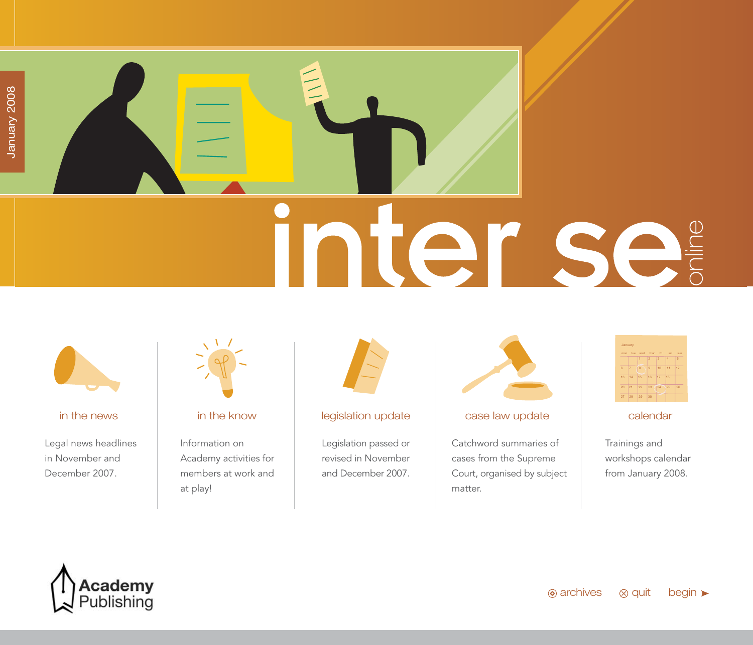January 2008

# inter se online

## in the news

Legal news headlines in November and December 2007.

## in the know

Information on Academy activities for members at work and at play!

## legislation update

Legislation passed or revised in November and December 2007.

## case law update

Catchword summaries of cases from the Supreme Court, organised by subject matter.

## calendar

Trainings and workshops calendar from January 2008.

Academy Publishing

archives · quit · begin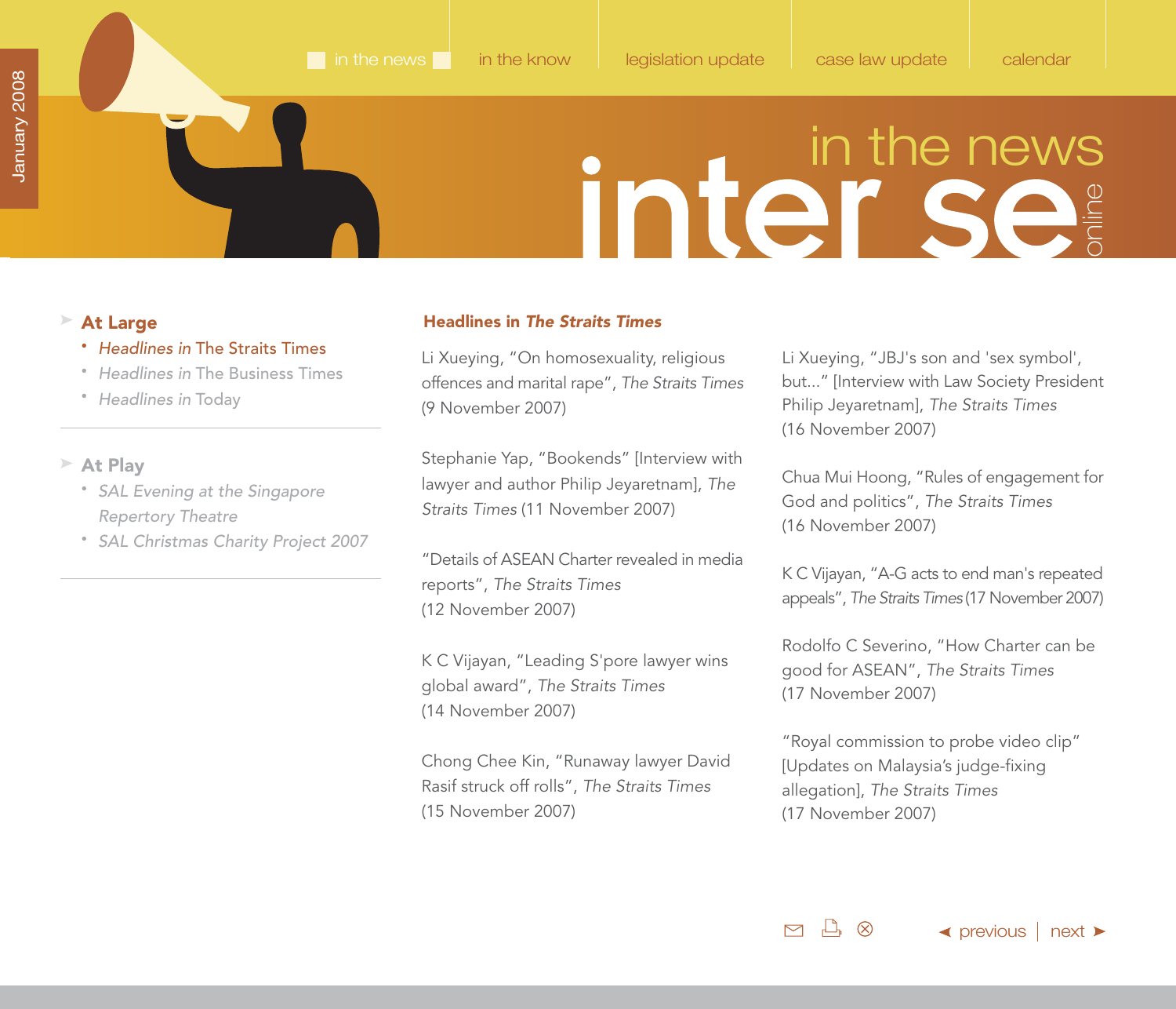# inter se online — in the news

in the news | in the know | legislation update | case law update | calendar

January 2008

- **At Large**
  - *Headlines in* The Straits Times
  - *Headlines in* The Business Times
  - *Headlines in* Today
- **At Play**
  - *SAL Evening at the Singapore Repertory Theatre*
  - *SAL Christmas Charity Project 2007*

## Headlines in *The Straits Times*

Li Xueying, "On homosexuality, religious offences and marital rape", *The Straits Times* (9 November 2007)

Stephanie Yap, "Bookends" [Interview with lawyer and author Philip Jeyaretnam], *The Straits Times* (11 November 2007)

"Details of ASEAN Charter revealed in media reports", *The Straits Times* (12 November 2007)

K C Vijayan, "Leading S'pore lawyer wins global award", *The Straits Times* (14 November 2007)

Chong Chee Kin, "Runaway lawyer David Rasif struck off rolls", *The Straits Times* (15 November 2007)

Li Xueying, "JBJ's son and 'sex symbol', but..." [Interview with Law Society President Philip Jeyaretnam], *The Straits Times* (16 November 2007)

Chua Mui Hoong, "Rules of engagement for God and politics", *The Straits Times* (16 November 2007)

K C Vijayan, "A-G acts to end man's repeated appeals", *The Straits Times* (17 November 2007)

Rodolfo C Severino, "How Charter can be good for ASEAN", *The Straits Times* (17 November 2007)

"Royal commission to probe video clip" [Updates on Malaysia's judge-fixing allegation], *The Straits Times* (17 November 2007)

◄ previous | next ►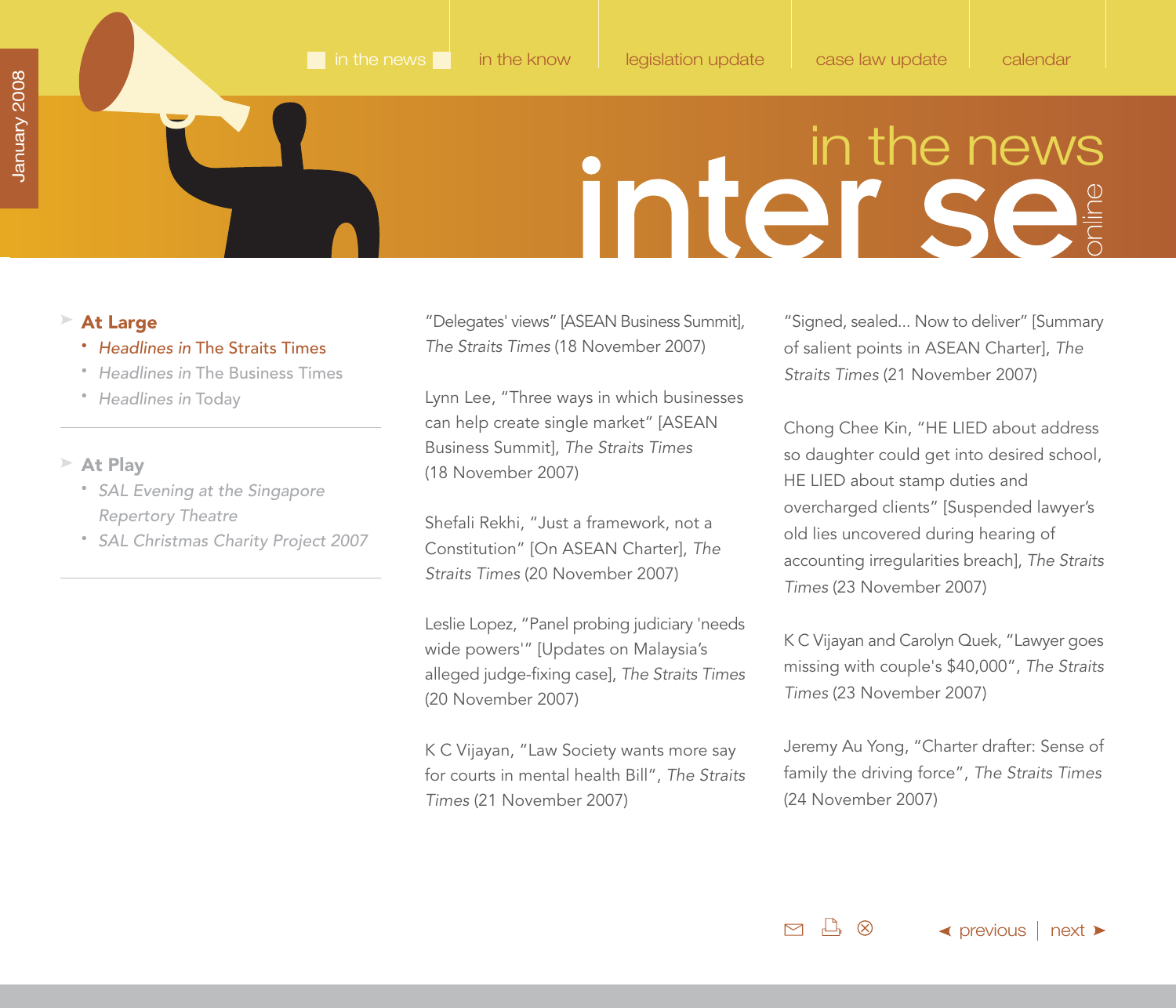## At Large

- *Headlines in* The Straits Times
- *Headlines in* The Business Times
- *Headlines in* Today

## At Play

- *SAL Evening at the Singapore Repertory Theatre*
- *SAL Christmas Charity Project 2007*

"Delegates' views" [ASEAN Business Summit], *The Straits Times* (18 November 2007)

Lynn Lee, "Three ways in which businesses can help create single market" [ASEAN Business Summit], *The Straits Times* (18 November 2007)

Shefali Rekhi, "Just a framework, not a Constitution" [On ASEAN Charter], *The Straits Times* (20 November 2007)

Leslie Lopez, "Panel probing judiciary 'needs wide powers'" [Updates on Malaysia's alleged judge-fixing case], *The Straits Times* (20 November 2007)

K C Vijayan, "Law Society wants more say for courts in mental health Bill", *The Straits Times* (21 November 2007)

"Signed, sealed... Now to deliver" [Summary of salient points in ASEAN Charter], *The Straits Times* (21 November 2007)

Chong Chee Kin, "HE LIED about address so daughter could get into desired school, HE LIED about stamp duties and overcharged clients" [Suspended lawyer's old lies uncovered during hearing of accounting irregularities breach], *The Straits Times* (23 November 2007)

K C Vijayan and Carolyn Quek, "Lawyer goes missing with couple's $40,000", *The Straits Times* (23 November 2007)

Jeremy Au Yong, "Charter drafter: Sense of family the driving force", *The Straits Times* (24 November 2007)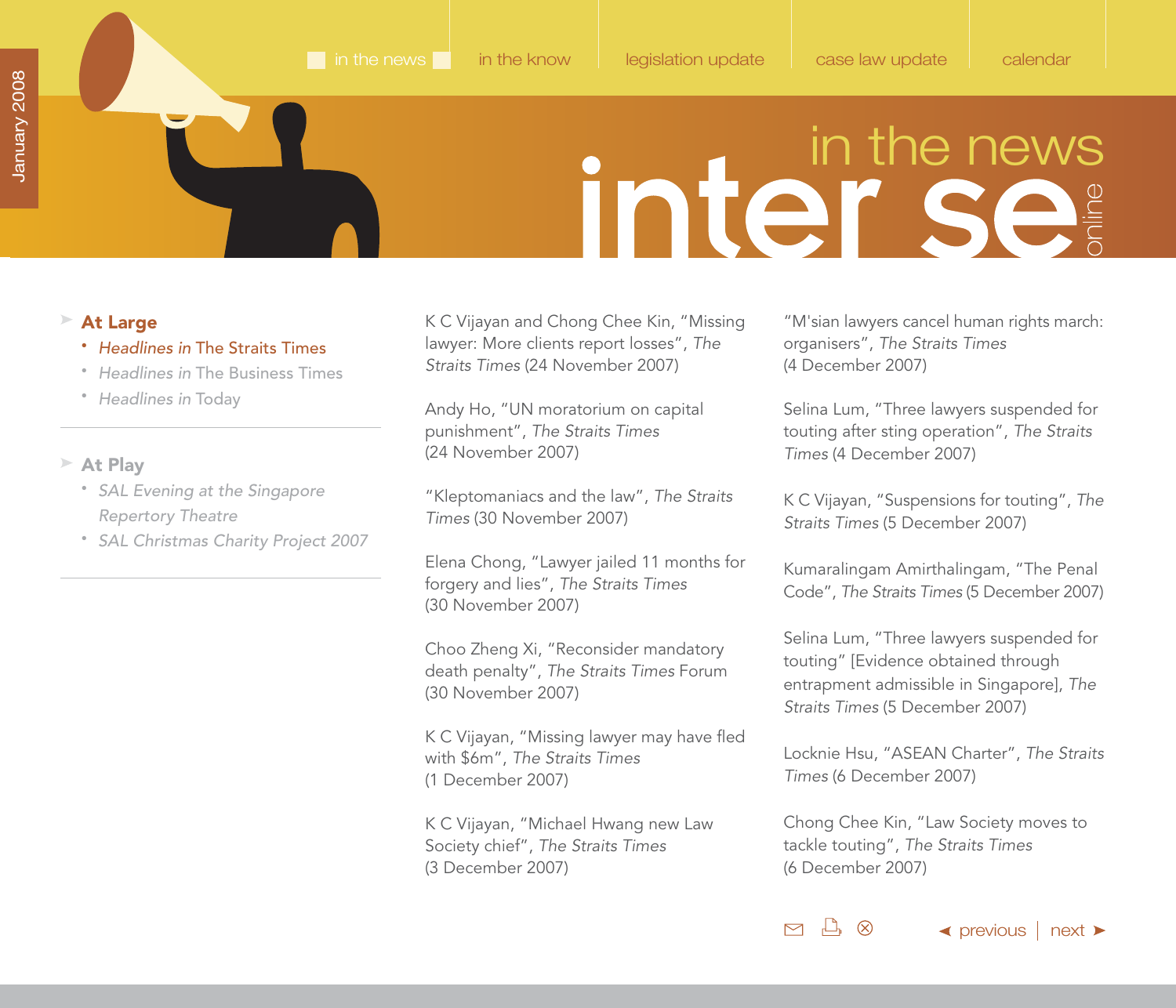in the news | in the know | legislation update | case law update | calendar

# inter se online — in the news

January 2008

## At Large

- *Headlines in* The Straits Times
- *Headlines in* The Business Times
- *Headlines in* Today

## At Play

- *SAL Evening at the Singapore Repertory Theatre*
- *SAL Christmas Charity Project 2007*

K C Vijayan and Chong Chee Kin, "Missing lawyer: More clients report losses", *The Straits Times* (24 November 2007)

Andy Ho, "UN moratorium on capital punishment", *The Straits Times* (24 November 2007)

"Kleptomaniacs and the law", *The Straits Times* (30 November 2007)

Elena Chong, "Lawyer jailed 11 months for forgery and lies", *The Straits Times* (30 November 2007)

Choo Zheng Xi, "Reconsider mandatory death penalty", *The Straits Times* Forum (30 November 2007)

K C Vijayan, "Missing lawyer may have fled with $6m", *The Straits Times* (1 December 2007)

K C Vijayan, "Michael Hwang new Law Society chief", *The Straits Times* (3 December 2007)

"M'sian lawyers cancel human rights march: organisers", *The Straits Times* (4 December 2007)

Selina Lum, "Three lawyers suspended for touting after sting operation", *The Straits Times* (4 December 2007)

K C Vijayan, "Suspensions for touting", *The Straits Times* (5 December 2007)

Kumaralingam Amirthalingam, "The Penal Code", *The Straits Times* (5 December 2007)

Selina Lum, "Three lawyers suspended for touting" [Evidence obtained through entrapment admissible in Singapore], *The Straits Times* (5 December 2007)

Locknie Hsu, "ASEAN Charter", *The Straits Times* (6 December 2007)

Chong Chee Kin, "Law Society moves to tackle touting", *The Straits Times* (6 December 2007)

◄ previous | next ►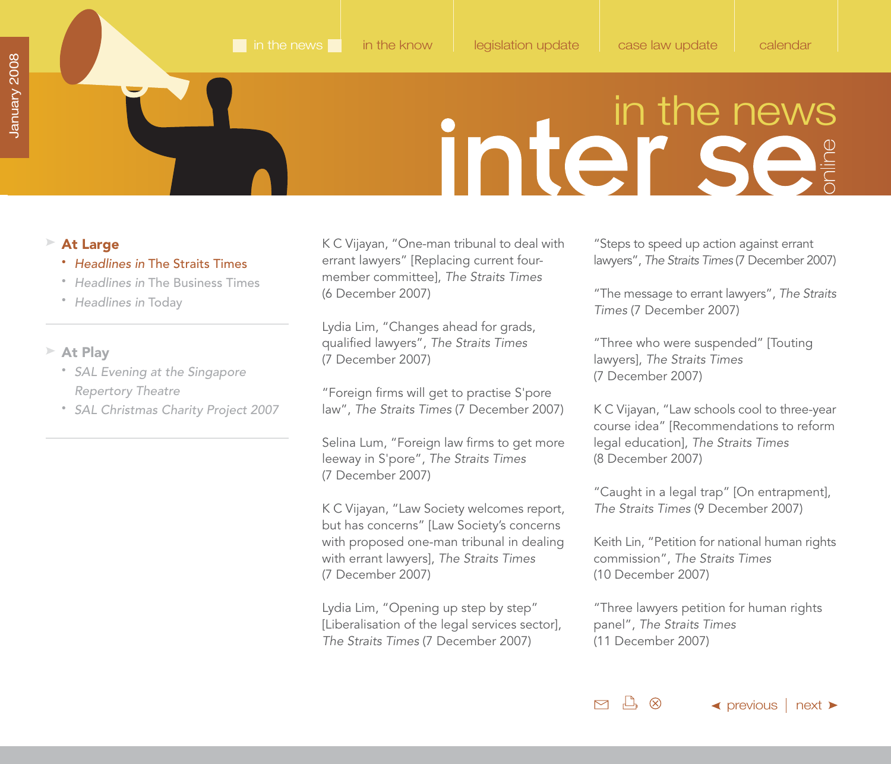# in the news

## At Large

- *Headlines in* The Straits Times
- *Headlines in* The Business Times
- *Headlines in* Today

## At Play

- *SAL Evening at the Singapore Repertory Theatre*
- *SAL Christmas Charity Project 2007*

K C Vijayan, "One-man tribunal to deal with errant lawyers" [Replacing current four-member committee], *The Straits Times* (6 December 2007)

Lydia Lim, "Changes ahead for grads, qualified lawyers", *The Straits Times* (7 December 2007)

"Foreign firms will get to practise S'pore law", *The Straits Times* (7 December 2007)

Selina Lum, "Foreign law firms to get more leeway in S'pore", *The Straits Times* (7 December 2007)

K C Vijayan, "Law Society welcomes report, but has concerns" [Law Society's concerns with proposed one-man tribunal in dealing with errant lawyers], *The Straits Times* (7 December 2007)

Lydia Lim, "Opening up step by step" [Liberalisation of the legal services sector], *The Straits Times* (7 December 2007)

"Steps to speed up action against errant lawyers", *The Straits Times* (7 December 2007)

"The message to errant lawyers", *The Straits Times* (7 December 2007)

"Three who were suspended" [Touting lawyers], *The Straits Times* (7 December 2007)

K C Vijayan, "Law schools cool to three-year course idea" [Recommendations to reform legal education], *The Straits Times* (8 December 2007)

"Caught in a legal trap" [On entrapment], *The Straits Times* (9 December 2007)

Keith Lin, "Petition for national human rights commission", *The Straits Times* (10 December 2007)

"Three lawyers petition for human rights panel", *The Straits Times* (11 December 2007)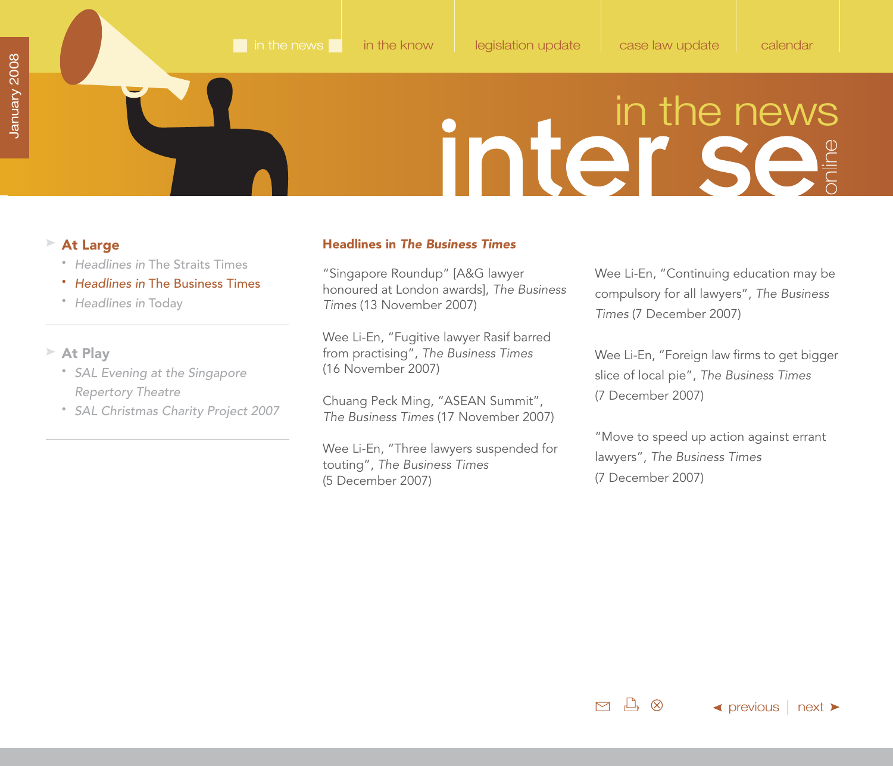in the news | in the know | legislation update | case law update | calendar

# in the news

## At Large

- *Headlines in* The Straits Times
- *Headlines in* The Business Times
- *Headlines in* Today

## At Play

- *SAL Evening at the Singapore Repertory Theatre*
- *SAL Christmas Charity Project 2007*

## Headlines in *The Business Times*

"Singapore Roundup" [A&G lawyer honoured at London awards], *The Business Times* (13 November 2007)

Wee Li-En, "Fugitive lawyer Rasif barred from practising", *The Business Times* (16 November 2007)

Chuang Peck Ming, "ASEAN Summit", *The Business Times* (17 November 2007)

Wee Li-En, "Three lawyers suspended for touting", *The Business Times* (5 December 2007)

Wee Li-En, "Continuing education may be compulsory for all lawyers", *The Business Times* (7 December 2007)

Wee Li-En, "Foreign law firms to get bigger slice of local pie", *The Business Times* (7 December 2007)

"Move to speed up action against errant lawyers", *The Business Times* (7 December 2007)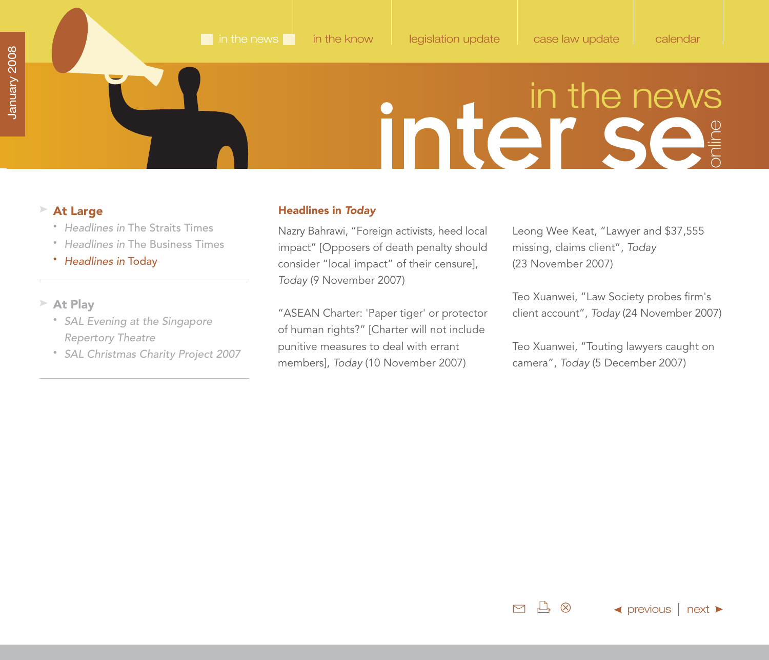in the news | in the know | legislation update | case law update | calendar

# in the news

**At Large**

- *Headlines in* The Straits Times
- *Headlines in* The Business Times
- *Headlines in* Today

**At Play**

- *SAL Evening at the Singapore Repertory Theatre*
- *SAL Christmas Charity Project 2007*

## Headlines in *Today*

Nazry Bahrawi, "Foreign activists, heed local impact" [Opposers of death penalty should consider "local impact" of their censure], *Today* (9 November 2007)

"ASEAN Charter: 'Paper tiger' or protector of human rights?" [Charter will not include punitive measures to deal with errant members], *Today* (10 November 2007)

Leong Wee Keat, "Lawyer and $37,555 missing, claims client", *Today* (23 November 2007)

Teo Xuanwei, "Law Society probes firm's client account", *Today* (24 November 2007)

Teo Xuanwei, "Touting lawyers caught on camera", *Today* (5 December 2007)

◄ previous | next ►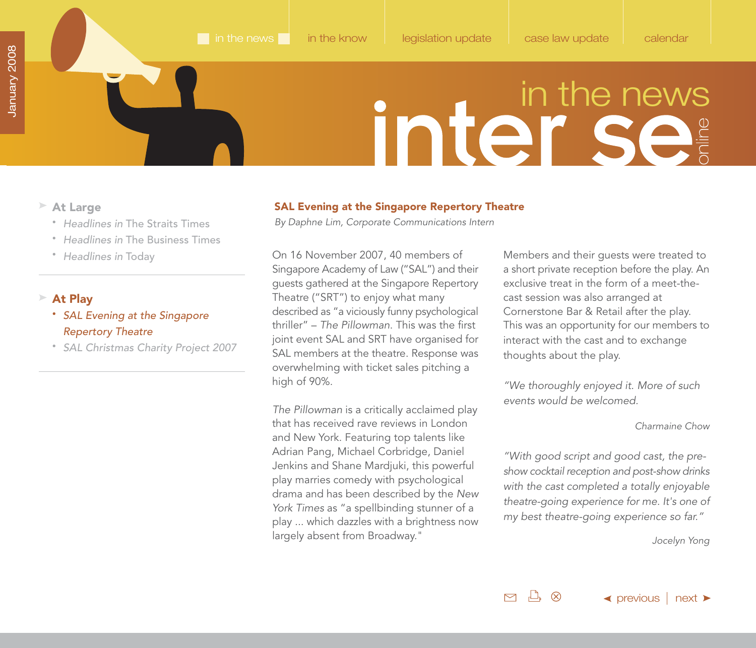## SAL Evening at the Singapore Repertory Theatre

*By Daphne Lim, Corporate Communications Intern*

On 16 November 2007, 40 members of Singapore Academy of Law ("SAL") and their guests gathered at the Singapore Repertory Theatre ("SRT") to enjoy what many described as "a viciously funny psychological thriller" – *The Pillowman.* This was the first joint event SAL and SRT have organised for SAL members at the theatre. Response was overwhelming with ticket sales pitching a high of 90%.

*The Pillowman* is a critically acclaimed play that has received rave reviews in London and New York. Featuring top talents like Adrian Pang, Michael Corbridge, Daniel Jenkins and Shane Mardjuki, this powerful play marries comedy with psychological drama and has been described by the *New York Times* as "a spellbinding stunner of a play ... which dazzles with a brightness now largely absent from Broadway."

Members and their guests were treated to a short private reception before the play. An exclusive treat in the form of a meet-the-cast session was also arranged at Cornerstone Bar & Retail after the play. This was an opportunity for our members to interact with the cast and to exchange thoughts about the play.

*"We thoroughly enjoyed it. More of such events would be welcomed.*

*Charmaine Chow*

*"With good script and good cast, the pre-show cocktail reception and post-show drinks with the cast completed a totally enjoyable theatre-going experience for me. It's one of my best theatre-going experience so far."*

*Jocelyn Yong*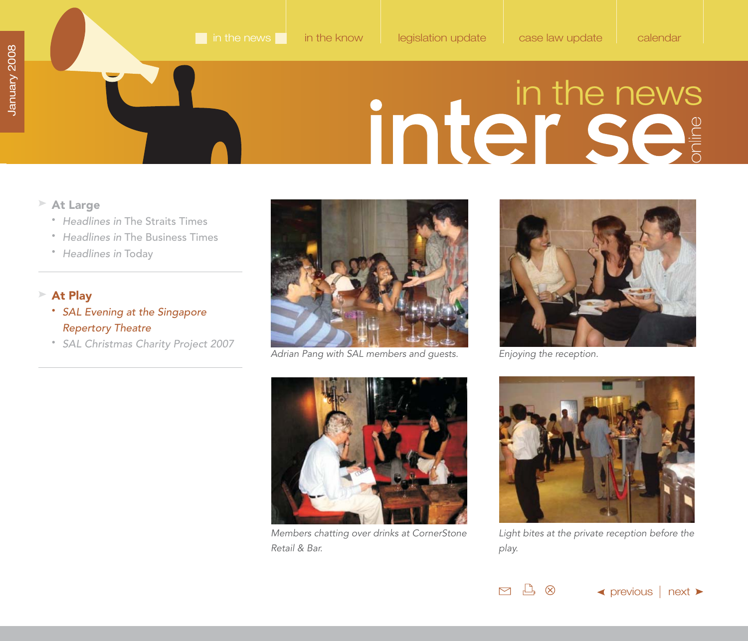in the news | in the know | legislation update | case law update | calendar

# in the news

## At Large

- *Headlines in* The Straits Times
- *Headlines in* The Business Times
- *Headlines in* Today

## At Play

- *SAL Evening at the Singapore Repertory Theatre*
- *SAL Christmas Charity Project 2007*

*Adrian Pang with SAL members and guests.*

*Enjoying the reception.*

*Members chatting over drinks at CornerStone Retail & Bar.*

*Light bites at the private reception before the play.*

◄ previous | next ►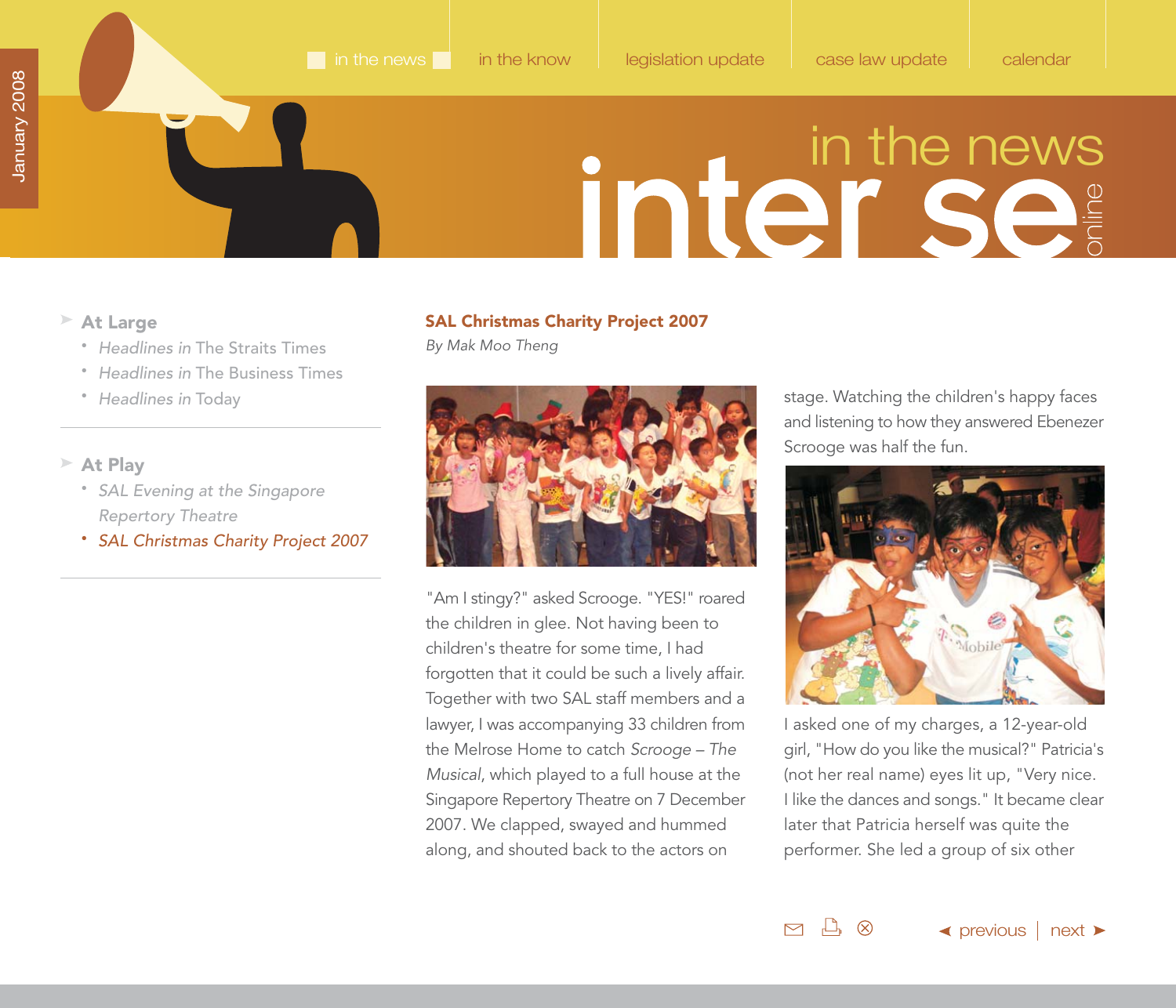- **At Large**
  - *Headlines in* The Straits Times
  - *Headlines in* The Business Times
  - *Headlines in* Today

- **At Play**
  - *SAL Evening at the Singapore Repertory Theatre*
  - *SAL Christmas Charity Project 2007*

## SAL Christmas Charity Project 2007

*By Mak Moo Theng*

"Am I stingy?" asked Scrooge. "YES!" roared the children in glee. Not having been to children's theatre for some time, I had forgotten that it could be such a lively affair. Together with two SAL staff members and a lawyer, I was accompanying 33 children from the Melrose Home to catch *Scrooge – The Musical*, which played to a full house at the Singapore Repertory Theatre on 7 December 2007. We clapped, swayed and hummed along, and shouted back to the actors on stage. Watching the children's happy faces and listening to how they answered Ebenezer Scrooge was half the fun.

I asked one of my charges, a 12-year-old girl, "How do you like the musical?" Patricia's (not her real name) eyes lit up, "Very nice. I like the dances and songs." It became clear later that Patricia herself was quite the performer. She led a group of six other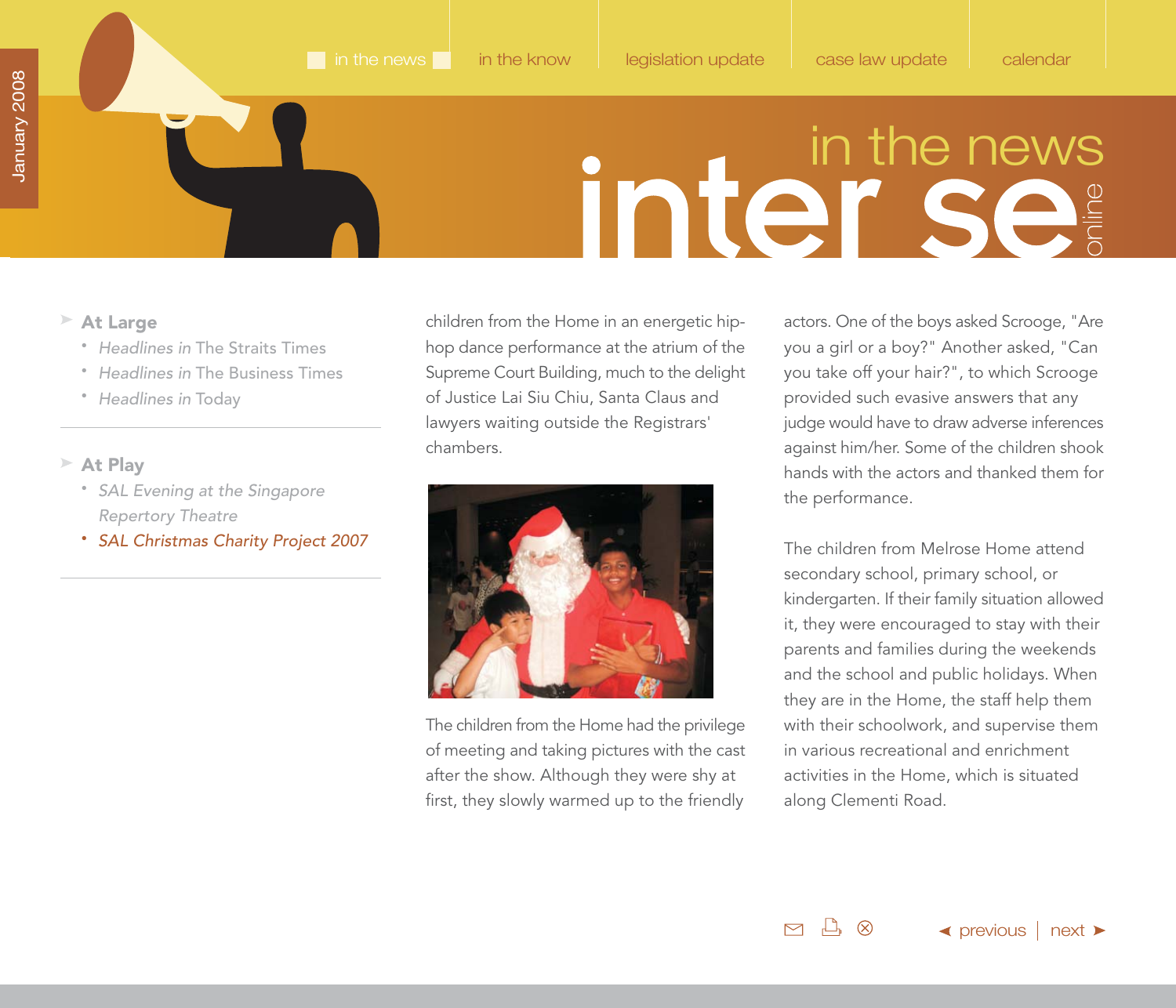- **At Large**
  - *Headlines in* The Straits Times
  - *Headlines in* The Business Times
  - *Headlines in* Today

- **At Play**
  - *SAL Evening at the Singapore Repertory Theatre*
  - *SAL Christmas Charity Project 2007*

children from the Home in an energetic hip-hop dance performance at the atrium of the Supreme Court Building, much to the delight of Justice Lai Siu Chiu, Santa Claus and lawyers waiting outside the Registrars' chambers.

The children from the Home had the privilege of meeting and taking pictures with the cast after the show. Although they were shy at first, they slowly warmed up to the friendly actors. One of the boys asked Scrooge, "Are you a girl or a boy?" Another asked, "Can you take off your hair?", to which Scrooge provided such evasive answers that any judge would have to draw adverse inferences against him/her. Some of the children shook hands with the actors and thanked them for the performance.

The children from Melrose Home attend secondary school, primary school, or kindergarten. If their family situation allowed it, they were encouraged to stay with their parents and families during the weekends and the school and public holidays. When they are in the Home, the staff help them with their schoolwork, and supervise them in various recreational and enrichment activities in the Home, which is situated along Clementi Road.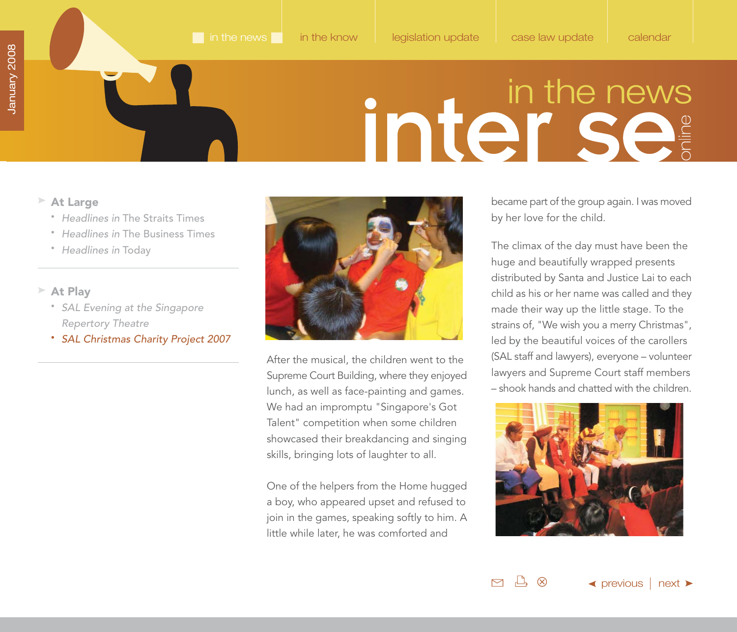- **At Large**
  - *Headlines in* The Straits Times
  - *Headlines in* The Business Times
  - *Headlines in* Today
- **At Play**
  - *SAL Evening at the Singapore Repertory Theatre*
  - *SAL Christmas Charity Project 2007*

After the musical, the children went to the Supreme Court Building, where they enjoyed lunch, as well as face-painting and games. We had an impromptu "Singapore's Got Talent" competition when some children showcased their breakdancing and singing skills, bringing lots of laughter to all.

One of the helpers from the Home hugged a boy, who appeared upset and refused to join in the games, speaking softly to him. A little while later, he was comforted and became part of the group again. I was moved by her love for the child.

The climax of the day must have been the huge and beautifully wrapped presents distributed by Santa and Justice Lai to each child as his or her name was called and they made their way up the little stage. To the strains of, "We wish you a merry Christmas", led by the beautiful voices of the carollers (SAL staff and lawyers), everyone – volunteer lawyers and Supreme Court staff members – shook hands and chatted with the children.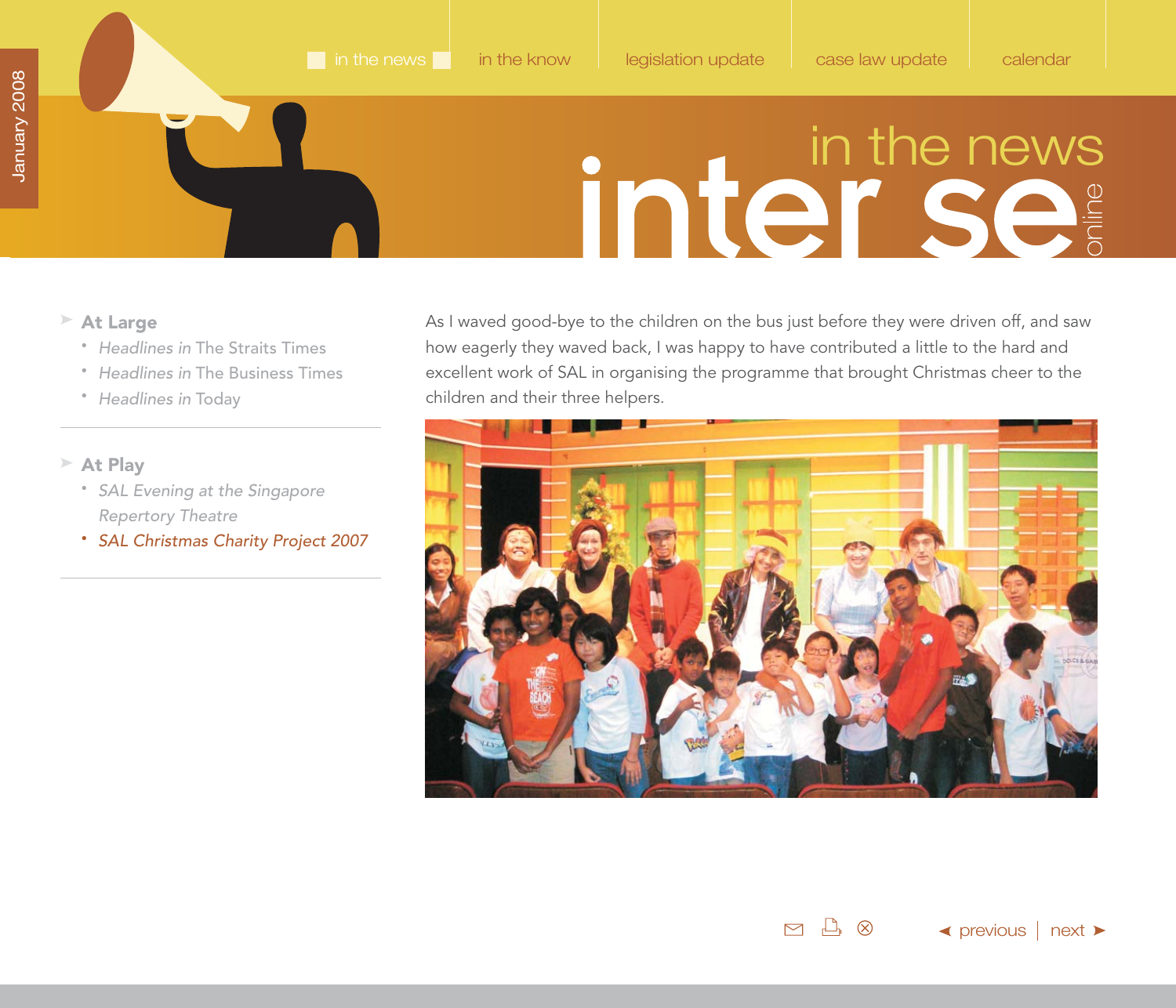As I waved good-bye to the children on the bus just before they were driven off, and saw how eagerly they waved back, I was happy to have contributed a little to the hard and excellent work of SAL in organising the programme that brought Christmas cheer to the children and their three helpers.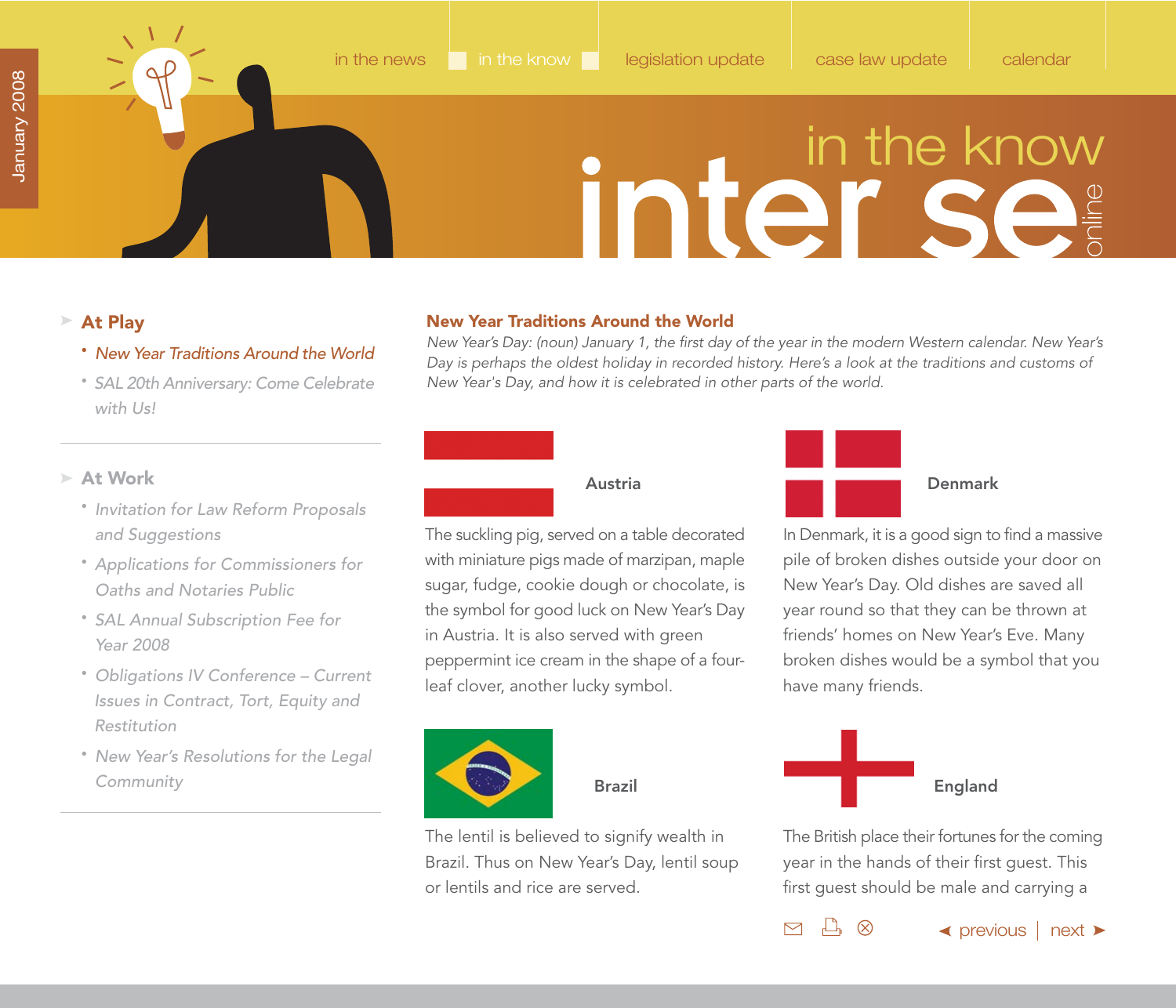in the news | in the know | legislation update | case law update | calendar

# in the know

## At Play

- *New Year Traditions Around the World*
- *SAL 20th Anniversary: Come Celebrate with Us!*

## At Work

- *Invitation for Law Reform Proposals and Suggestions*
- *Applications for Commissioners for Oaths and Notaries Public*
- *SAL Annual Subscription Fee for Year 2008*
- *Obligations IV Conference – Current Issues in Contract, Tort, Equity and Restitution*
- *New Year's Resolutions for the Legal Community*

## New Year Traditions Around the World

*New Year's Day: (noun) January 1, the first day of the year in the modern Western calendar. New Year's Day is perhaps the oldest holiday in recorded history. Here's a look at the traditions and customs of New Year's Day, and how it is celebrated in other parts of the world.*

### Austria

The suckling pig, served on a table decorated with miniature pigs made of marzipan, maple sugar, fudge, cookie dough or chocolate, is the symbol for good luck on New Year's Day in Austria. It is also served with green peppermint ice cream in the shape of a four-leaf clover, another lucky symbol.

### Denmark

In Denmark, it is a good sign to find a massive pile of broken dishes outside your door on New Year's Day. Old dishes are saved all year round so that they can be thrown at friends' homes on New Year's Eve. Many broken dishes would be a symbol that you have many friends.

### Brazil

The lentil is believed to signify wealth in Brazil. Thus on New Year's Day, lentil soup or lentils and rice are served.

### England

The British place their fortunes for the coming year in the hands of their first guest. This first guest should be male and carrying a

◄ previous | next ►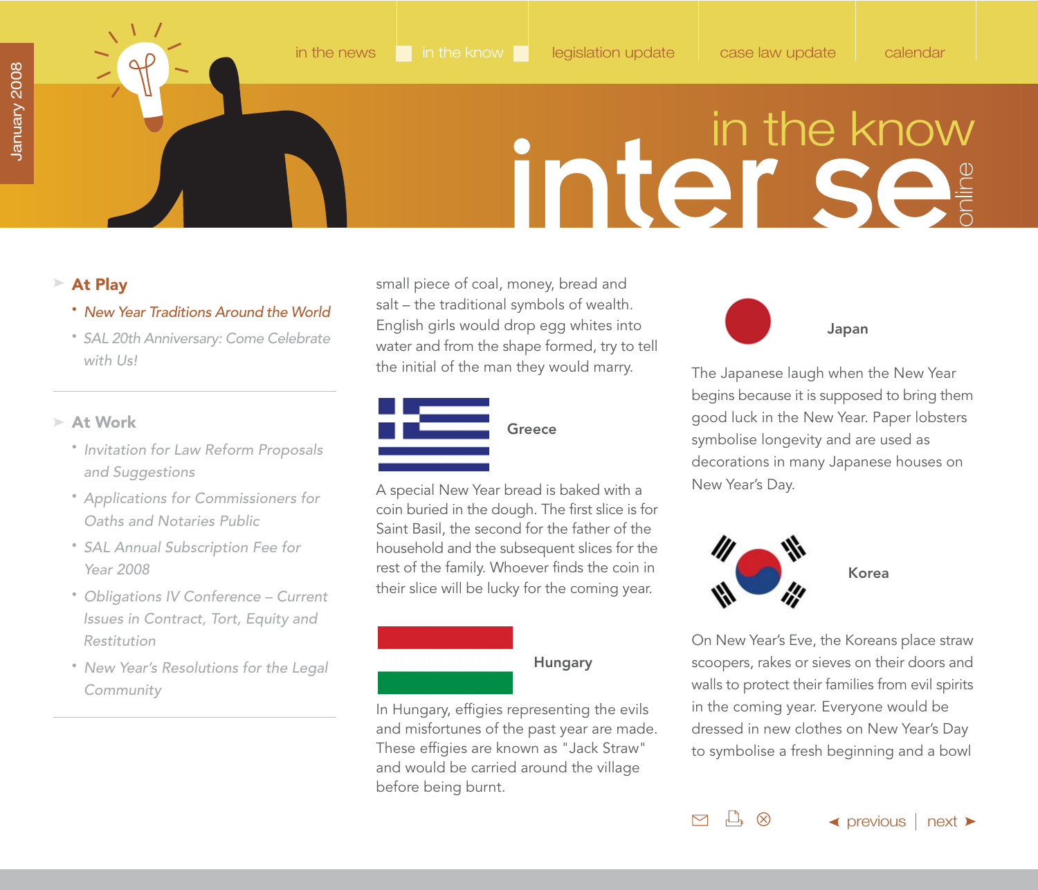# in the know inter se online

January 2008

in the news | in the know | legislation update | case law update | calendar

## At Play

- *New Year Traditions Around the World*
- *SAL 20th Anniversary: Come Celebrate with Us!*

## At Work

- *Invitation for Law Reform Proposals and Suggestions*
- *Applications for Commissioners for Oaths and Notaries Public*
- *SAL Annual Subscription Fee for Year 2008*
- *Obligations IV Conference – Current Issues in Contract, Tort, Equity and Restitution*
- *New Year's Resolutions for the Legal Community*

small piece of coal, money, bread and salt – the traditional symbols of wealth. English girls would drop egg whites into water and from the shape formed, try to tell the initial of the man they would marry.

**Greece**

A special New Year bread is baked with a coin buried in the dough. The first slice is for Saint Basil, the second for the father of the household and the subsequent slices for the rest of the family. Whoever finds the coin in their slice will be lucky for the coming year.

**Hungary**

In Hungary, effigies representing the evils and misfortunes of the past year are made. These effigies are known as "Jack Straw" and would be carried around the village before being burnt.

**Japan**

The Japanese laugh when the New Year begins because it is supposed to bring them good luck in the New Year. Paper lobsters symbolise longevity and are used as decorations in many Japanese houses on New Year's Day.

**Korea**

On New Year's Eve, the Koreans place straw scoopers, rakes or sieves on their doors and walls to protect their families from evil spirits in the coming year. Everyone would be dressed in new clothes on New Year's Day to symbolise a fresh beginning and a bowl

◄ previous | next ►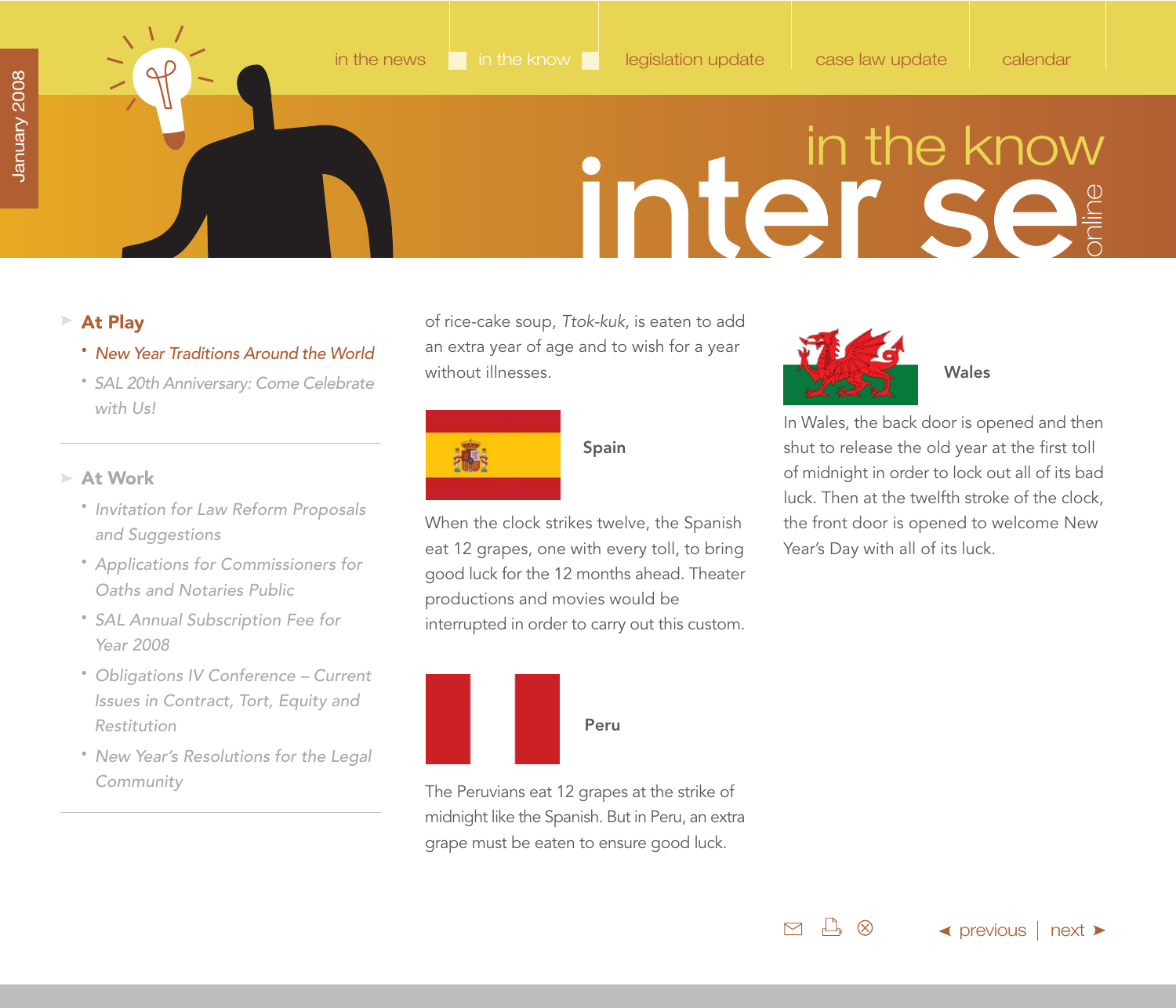in the news | in the know | legislation update | case law update | calendar

# in the know

## At Play

- *New Year Traditions Around the World*
- *SAL 20th Anniversary: Come Celebrate with Us!*

## At Work

- *Invitation for Law Reform Proposals and Suggestions*
- *Applications for Commissioners for Oaths and Notaries Public*
- *SAL Annual Subscription Fee for Year 2008*
- *Obligations IV Conference – Current Issues in Contract, Tort, Equity and Restitution*
- *New Year's Resolutions for the Legal Community*

of rice-cake soup, *Ttok-kuk*, is eaten to add an extra year of age and to wish for a year without illnesses.

**Spain**

When the clock strikes twelve, the Spanish eat 12 grapes, one with every toll, to bring good luck for the 12 months ahead. Theater productions and movies would be interrupted in order to carry out this custom.

**Peru**

The Peruvians eat 12 grapes at the strike of midnight like the Spanish. But in Peru, an extra grape must be eaten to ensure good luck.

**Wales**

In Wales, the back door is opened and then shut to release the old year at the first toll of midnight in order to lock out all of its bad luck. Then at the twelfth stroke of the clock, the front door is opened to welcome New Year's Day with all of its luck.

◄ previous | next ►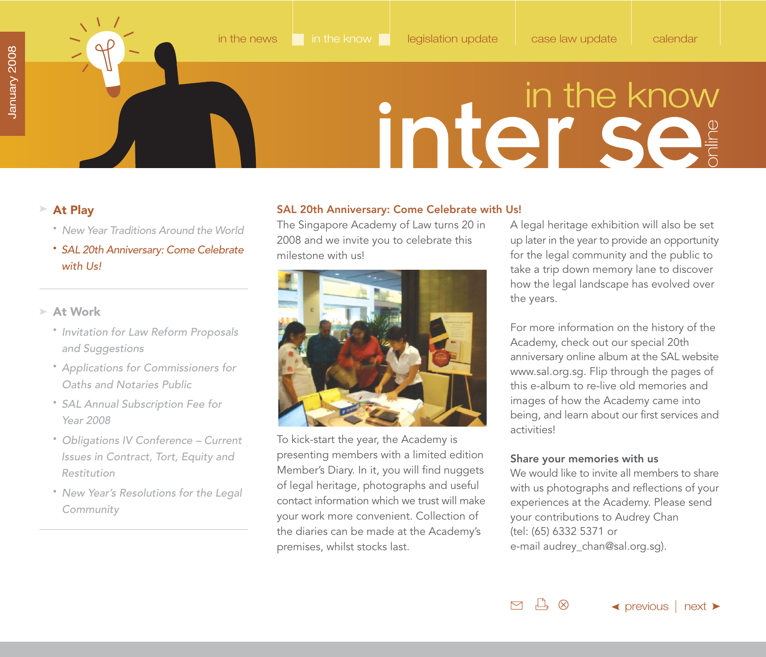## At Play

- *New Year Traditions Around the World*
- *SAL 20th Anniversary: Come Celebrate with Us!*

## At Work

- *Invitation for Law Reform Proposals and Suggestions*
- *Applications for Commissioners for Oaths and Notaries Public*
- *SAL Annual Subscription Fee for Year 2008*
- *Obligations IV Conference – Current Issues in Contract, Tort, Equity and Restitution*
- *New Year's Resolutions for the Legal Community*

## SAL 20th Anniversary: Come Celebrate with Us!

The Singapore Academy of Law turns 20 in 2008 and we invite you to celebrate this milestone with us!

To kick-start the year, the Academy is presenting members with a limited edition Member's Diary. In it, you will find nuggets of legal heritage, photographs and useful contact information which we trust will make your work more convenient. Collection of the diaries can be made at the Academy's premises, whilst stocks last.

A legal heritage exhibition will also be set up later in the year to provide an opportunity for the legal community and the public to take a trip down memory lane to discover how the legal landscape has evolved over the years.

For more information on the history of the Academy, check out our special 20th anniversary online album at the SAL website www.sal.org.sg. Flip through the pages of this e-album to re-live old memories and images of how the Academy came into being, and learn about our first services and activities!

### Share your memories with us

We would like to invite all members to share with us photographs and reflections of your experiences at the Academy. Please send your contributions to Audrey Chan (tel: (65) 6332 5371 or e-mail audrey_chan@sal.org.sg).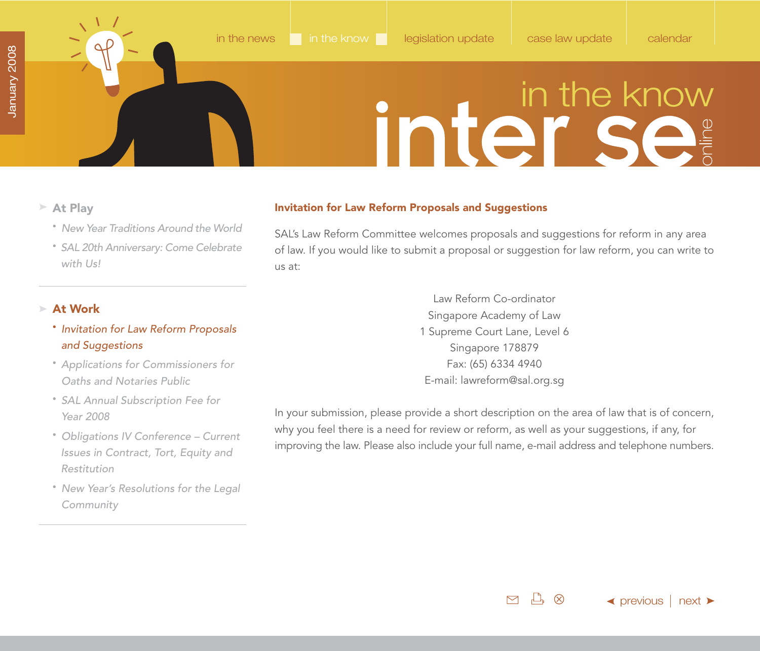in the news | in the know | legislation update | case law update | calendar

# in the know

## At Play

- *New Year Traditions Around the World*
- *SAL 20th Anniversary: Come Celebrate with Us!*

## At Work

- *Invitation for Law Reform Proposals and Suggestions*
- *Applications for Commissioners for Oaths and Notaries Public*
- *SAL Annual Subscription Fee for Year 2008*
- *Obligations IV Conference – Current Issues in Contract, Tort, Equity and Restitution*
- *New Year's Resolutions for the Legal Community*

### Invitation for Law Reform Proposals and Suggestions

SAL's Law Reform Committee welcomes proposals and suggestions for reform in any area of law. If you would like to submit a proposal or suggestion for law reform, you can write to us at:

Law Reform Co-ordinator
Singapore Academy of Law
1 Supreme Court Lane, Level 6
Singapore 178879
Fax: (65) 6334 4940
E-mail: lawreform@sal.org.sg

In your submission, please provide a short description on the area of law that is of concern, why you feel there is a need for review or reform, as well as your suggestions, if any, for improving the law. Please also include your full name, e-mail address and telephone numbers.

◄ previous | next ►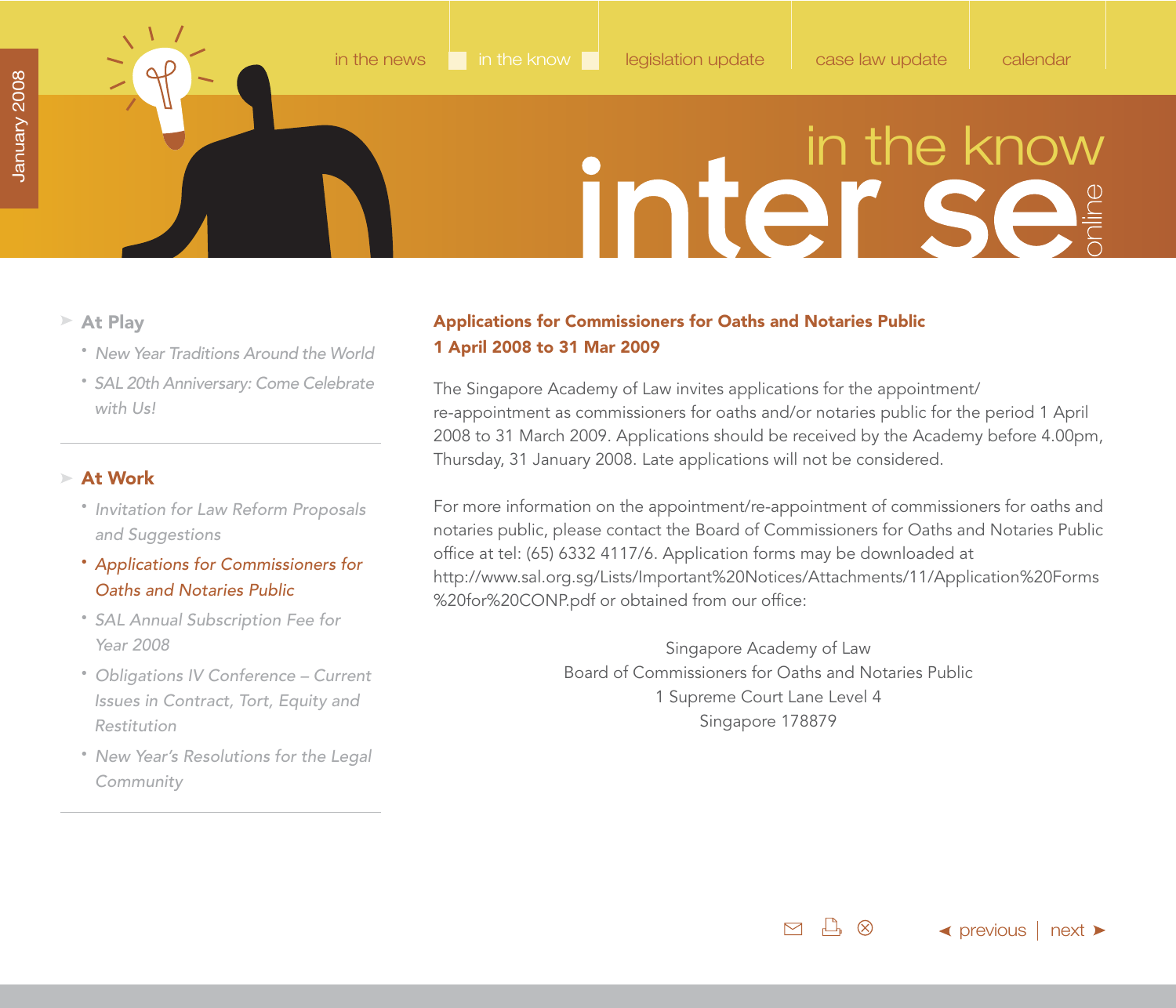## At Play

- *New Year Traditions Around the World*
- *SAL 20th Anniversary: Come Celebrate with Us!*

## At Work

- *Invitation for Law Reform Proposals and Suggestions*
- *Applications for Commissioners for Oaths and Notaries Public*
- *SAL Annual Subscription Fee for Year 2008*
- *Obligations IV Conference – Current Issues in Contract, Tort, Equity and Restitution*
- *New Year's Resolutions for the Legal Community*

# Applications for Commissioners for Oaths and Notaries Public 1 April 2008 to 31 Mar 2009

The Singapore Academy of Law invites applications for the appointment/re-appointment as commissioners for oaths and/or notaries public for the period 1 April 2008 to 31 March 2009. Applications should be received by the Academy before 4.00pm, Thursday, 31 January 2008. Late applications will not be considered.

For more information on the appointment/re-appointment of commissioners for oaths and notaries public, please contact the Board of Commissioners for Oaths and Notaries Public office at tel: (65) 6332 4117/6. Application forms may be downloaded at http://www.sal.org.sg/Lists/Important%20Notices/Attachments/11/Application%20Forms%20for%20CONP.pdf or obtained from our office:

Singapore Academy of Law
Board of Commissioners for Oaths and Notaries Public
1 Supreme Court Lane Level 4
Singapore 178879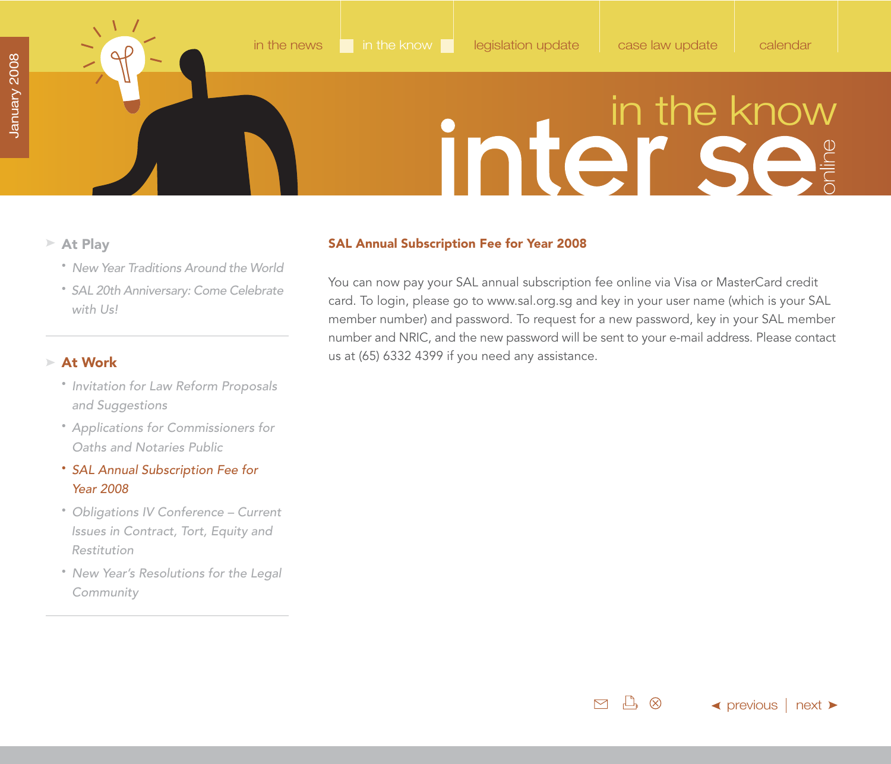in the news | in the know | legislation update | case law update | calendar

# in the know

## At Play

- *New Year Traditions Around the World*
- *SAL 20th Anniversary: Come Celebrate with Us!*

## At Work

- *Invitation for Law Reform Proposals and Suggestions*
- *Applications for Commissioners for Oaths and Notaries Public*
- *SAL Annual Subscription Fee for Year 2008*
- *Obligations IV Conference – Current Issues in Contract, Tort, Equity and Restitution*
- *New Year's Resolutions for the Legal Community*

## SAL Annual Subscription Fee for Year 2008

You can now pay your SAL annual subscription fee online via Visa or MasterCard credit card. To login, please go to www.sal.org.sg and key in your user name (which is your SAL member number) and password. To request for a new password, key in your SAL member number and NRIC, and the new password will be sent to your e-mail address. Please contact us at (65) 6332 4399 if you need any assistance.

◄ previous | next ►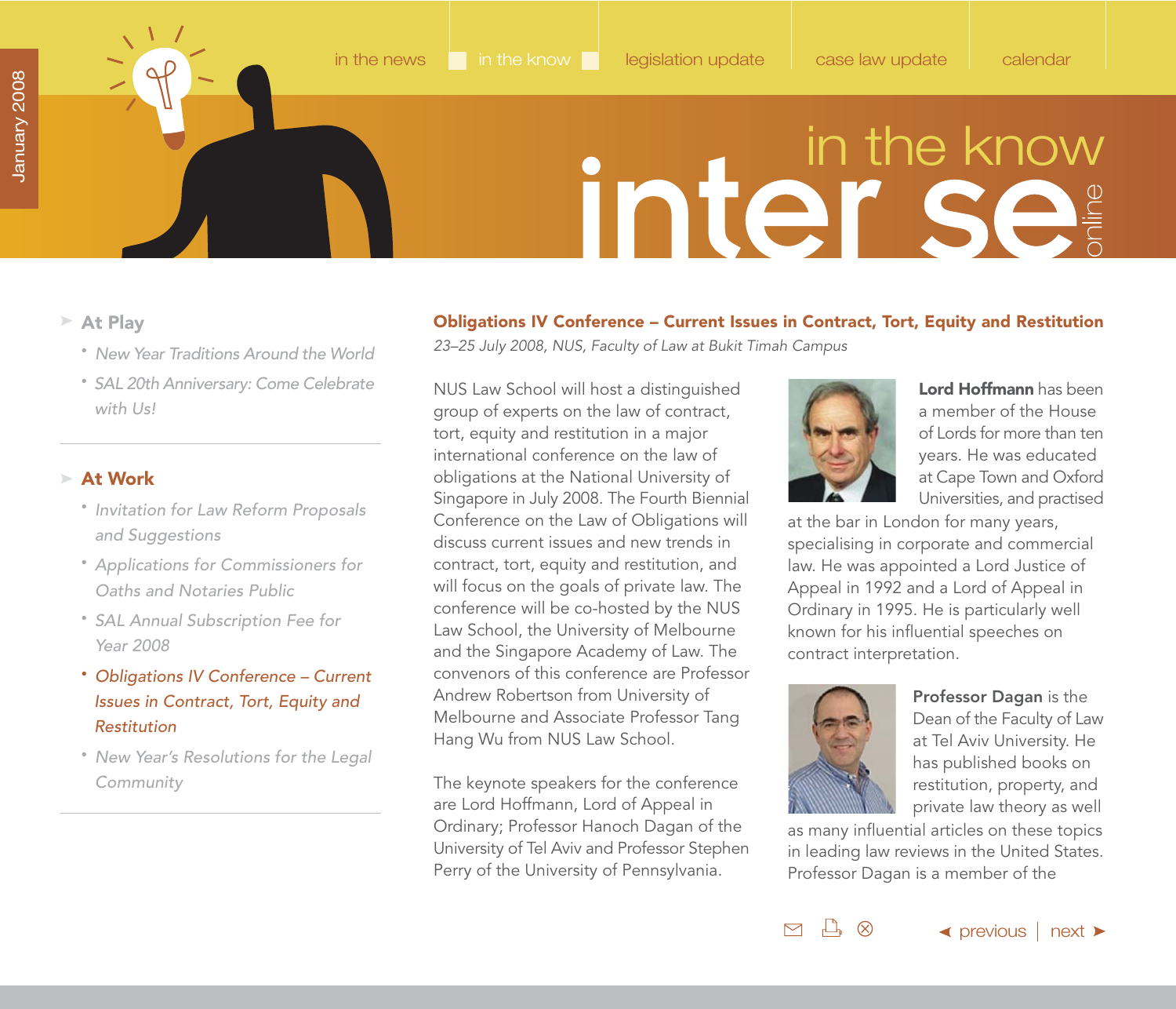# Obligations IV Conference – Current Issues in Contract, Tort, Equity and Restitution

*23–25 July 2008, NUS, Faculty of Law at Bukit Timah Campus*

NUS Law School will host a distinguished group of experts on the law of contract, tort, equity and restitution in a major international conference on the law of obligations at the National University of Singapore in July 2008. The Fourth Biennial Conference on the Law of Obligations will discuss current issues and new trends in contract, tort, equity and restitution, and will focus on the goals of private law. The conference will be co-hosted by the NUS Law School, the University of Melbourne and the Singapore Academy of Law. The convenors of this conference are Professor Andrew Robertson from University of Melbourne and Associate Professor Tang Hang Wu from NUS Law School.

The keynote speakers for the conference are Lord Hoffmann, Lord of Appeal in Ordinary; Professor Hanoch Dagan of the University of Tel Aviv and Professor Stephen Perry of the University of Pennsylvania.

**Lord Hoffmann** has been a member of the House of Lords for more than ten years. He was educated at Cape Town and Oxford Universities, and practised at the bar in London for many years, specialising in corporate and commercial law. He was appointed a Lord Justice of Appeal in 1992 and a Lord of Appeal in Ordinary in 1995. He is particularly well known for his influential speeches on contract interpretation.

**Professor Dagan** is the Dean of the Faculty of Law at Tel Aviv University. He has published books on restitution, property, and private law theory as well as many influential articles on these topics in leading law reviews in the United States. Professor Dagan is a member of the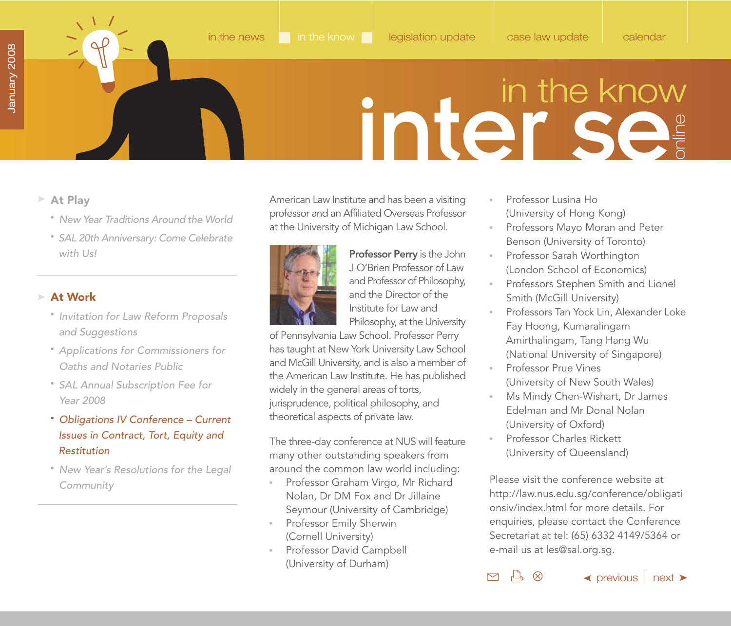- At Play
  - *New Year Traditions Around the World*
  - *SAL 20th Anniversary: Come Celebrate with Us!*

- **At Work**
  - *Invitation for Law Reform Proposals and Suggestions*
  - *Applications for Commissioners for Oaths and Notaries Public*
  - *SAL Annual Subscription Fee for Year 2008*
  - *Obligations IV Conference – Current Issues in Contract, Tort, Equity and Restitution*
  - *New Year's Resolutions for the Legal Community*

American Law Institute and has been a visiting professor and an Affiliated Overseas Professor at the University of Michigan Law School.

**Professor Perry** is the John J O'Brien Professor of Law and Professor of Philosophy, and the Director of the Institute for Law and Philosophy, at the University of Pennsylvania Law School. Professor Perry has taught at New York University Law School and McGill University, and is also a member of the American Law Institute. He has published widely in the general areas of torts, jurisprudence, political philosophy, and theoretical aspects of private law.

The three-day conference at NUS will feature many other outstanding speakers from around the common law world including:

- Professor Graham Virgo, Mr Richard Nolan, Dr DM Fox and Dr Jillaine Seymour (University of Cambridge)
- Professor Emily Sherwin (Cornell University)
- Professor David Campbell (University of Durham)
- Professor Lusina Ho (University of Hong Kong)
- Professors Mayo Moran and Peter Benson (University of Toronto)
- Professor Sarah Worthington (London School of Economics)
- Professors Stephen Smith and Lionel Smith (McGill University)
- Professors Tan Yock Lin, Alexander Loke Fay Hoong, Kumaralingam Amirthalingam, Tang Hang Wu (National University of Singapore)
- Professor Prue Vines (University of New South Wales)
- Ms Mindy Chen-Wishart, Dr James Edelman and Mr Donal Nolan (University of Oxford)
- Professor Charles Rickett (University of Queensland)

Please visit the conference website at http://law.nus.edu.sg/conference/obligationsiv/index.html for more details. For enquiries, please contact the Conference Secretariat at tel: (65) 6332 4149/5364 or e-mail us at les@sal.org.sg.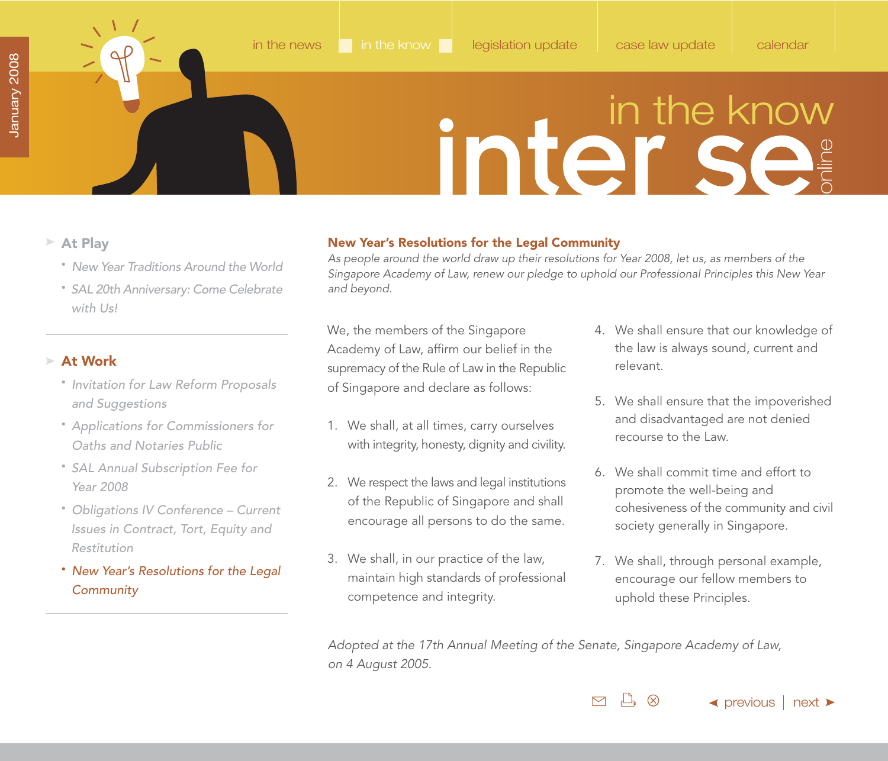## New Year's Resolutions for the Legal Community

*As people around the world draw up their resolutions for Year 2008, let us, as members of the Singapore Academy of Law, renew our pledge to uphold our Professional Principles this New Year and beyond.*

We, the members of the Singapore Academy of Law, affirm our belief in the supremacy of the Rule of Law in the Republic of Singapore and declare as follows:

1. We shall, at all times, carry ourselves with integrity, honesty, dignity and civility.
2. We respect the laws and legal institutions of the Republic of Singapore and shall encourage all persons to do the same.
3. We shall, in our practice of the law, maintain high standards of professional competence and integrity.
4. We shall ensure that our knowledge of the law is always sound, current and relevant.
5. We shall ensure that the impoverished and disadvantaged are not denied recourse to the Law.
6. We shall commit time and effort to promote the well-being and cohesiveness of the community and civil society generally in Singapore.
7. We shall, through personal example, encourage our fellow members to uphold these Principles.

*Adopted at the 17th Annual Meeting of the Senate, Singapore Academy of Law, on 4 August 2005.*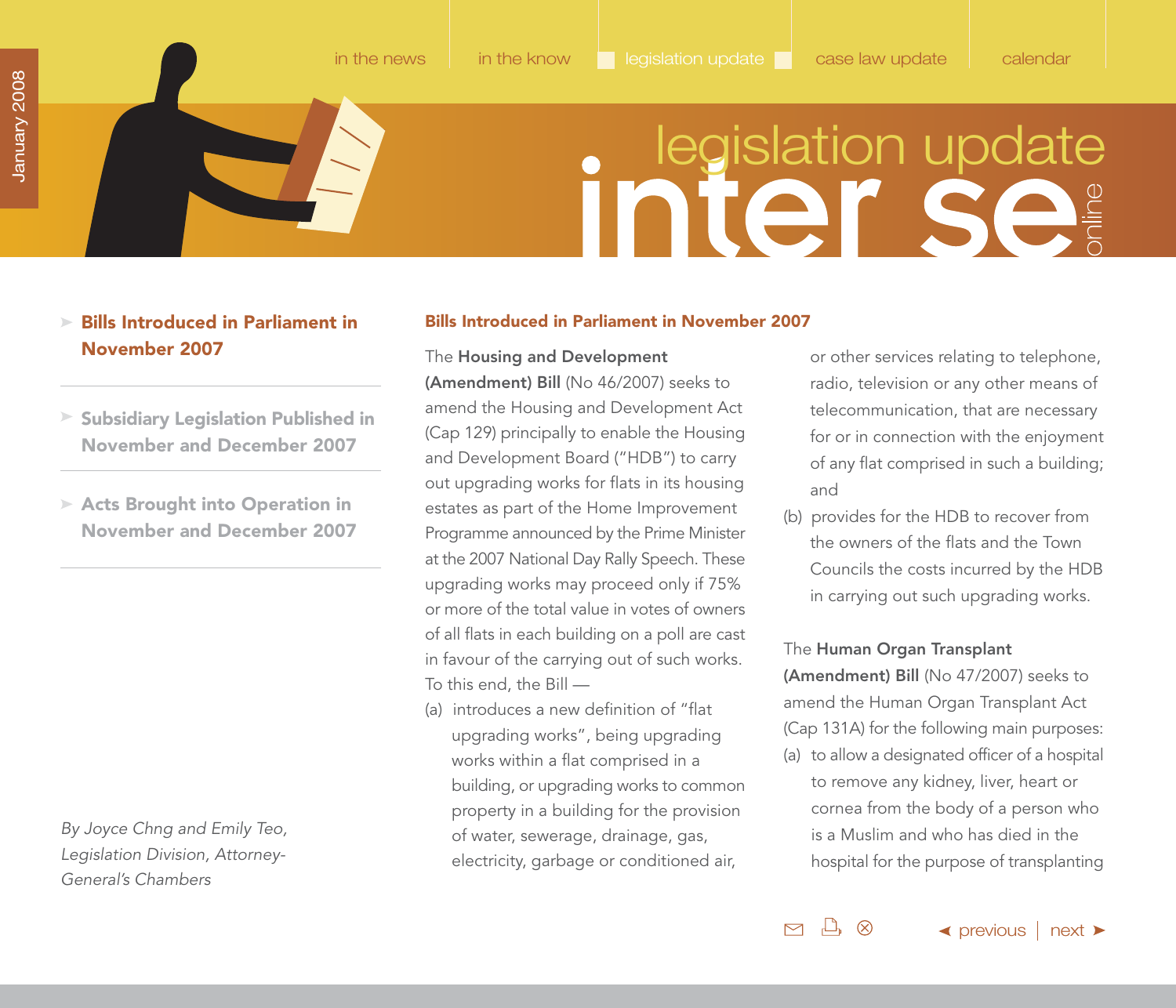- **Bills Introduced in Parliament in November 2007**
- **Subsidiary Legislation Published in November and December 2007**
- **Acts Brought into Operation in November and December 2007**

*By Joyce Chng and Emily Teo, Legislation Division, Attorney-General's Chambers*

## Bills Introduced in Parliament in November 2007

The **Housing and Development (Amendment) Bill** (No 46/2007) seeks to amend the Housing and Development Act (Cap 129) principally to enable the Housing and Development Board ("HDB") to carry out upgrading works for flats in its housing estates as part of the Home Improvement Programme announced by the Prime Minister at the 2007 National Day Rally Speech. These upgrading works may proceed only if 75% or more of the total value in votes of owners of all flats in each building on a poll are cast in favour of the carrying out of such works. To this end, the Bill —

(a) introduces a new definition of "flat upgrading works", being upgrading works within a flat comprised in a building, or upgrading works to common property in a building for the provision of water, sewerage, drainage, gas, electricity, garbage or conditioned air, or other services relating to telephone, radio, television or any other means of telecommunication, that are necessary for or in connection with the enjoyment of any flat comprised in such a building; and

(b) provides for the HDB to recover from the owners of the flats and the Town Councils the costs incurred by the HDB in carrying out such upgrading works.

The **Human Organ Transplant (Amendment) Bill** (No 47/2007) seeks to amend the Human Organ Transplant Act (Cap 131A) for the following main purposes:

(a) to allow a designated officer of a hospital to remove any kidney, liver, heart or cornea from the body of a person who is a Muslim and who has died in the hospital for the purpose of transplanting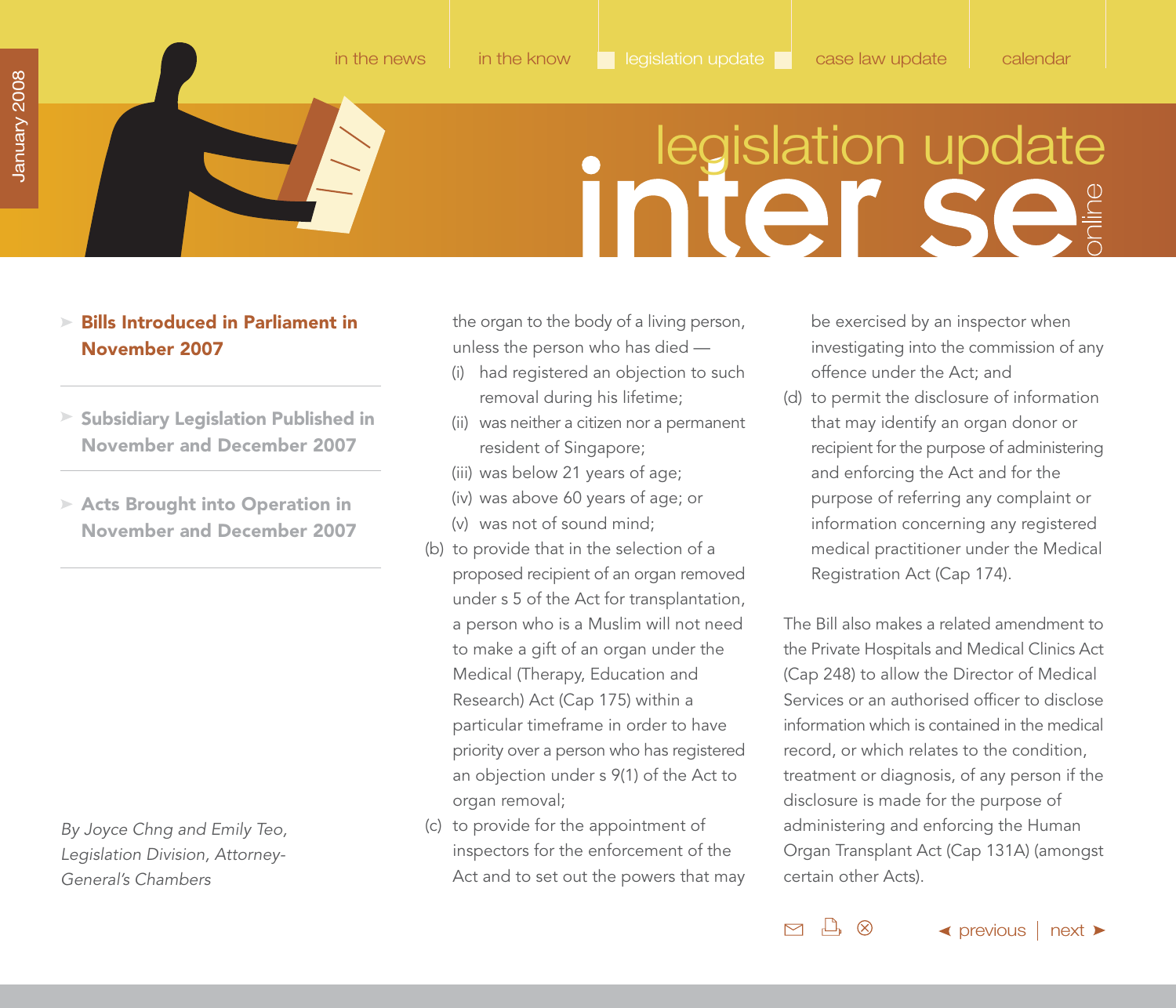- **Bills Introduced in Parliament in November 2007**
- Subsidiary Legislation Published in November and December 2007
- Acts Brought into Operation in November and December 2007

*By Joyce Chng and Emily Teo, Legislation Division, Attorney-General's Chambers*

the organ to the body of a living person, unless the person who has died —

(i) had registered an objection to such removal during his lifetime;

(ii) was neither a citizen nor a permanent resident of Singapore;

(iii) was below 21 years of age;

(iv) was above 60 years of age; or

(v) was not of sound mind;

(b) to provide that in the selection of a proposed recipient of an organ removed under s 5 of the Act for transplantation, a person who is a Muslim will not need to make a gift of an organ under the Medical (Therapy, Education and Research) Act (Cap 175) within a particular timeframe in order to have priority over a person who has registered an objection under s 9(1) of the Act to organ removal;

(c) to provide for the appointment of inspectors for the enforcement of the Act and to set out the powers that may be exercised by an inspector when investigating into the commission of any offence under the Act; and

(d) to permit the disclosure of information that may identify an organ donor or recipient for the purpose of administering and enforcing the Act and for the purpose of referring any complaint or information concerning any registered medical practitioner under the Medical Registration Act (Cap 174).

The Bill also makes a related amendment to the Private Hospitals and Medical Clinics Act (Cap 248) to allow the Director of Medical Services or an authorised officer to disclose information which is contained in the medical record, or which relates to the condition, treatment or diagnosis, of any person if the disclosure is made for the purpose of administering and enforcing the Human Organ Transplant Act (Cap 131A) (amongst certain other Acts).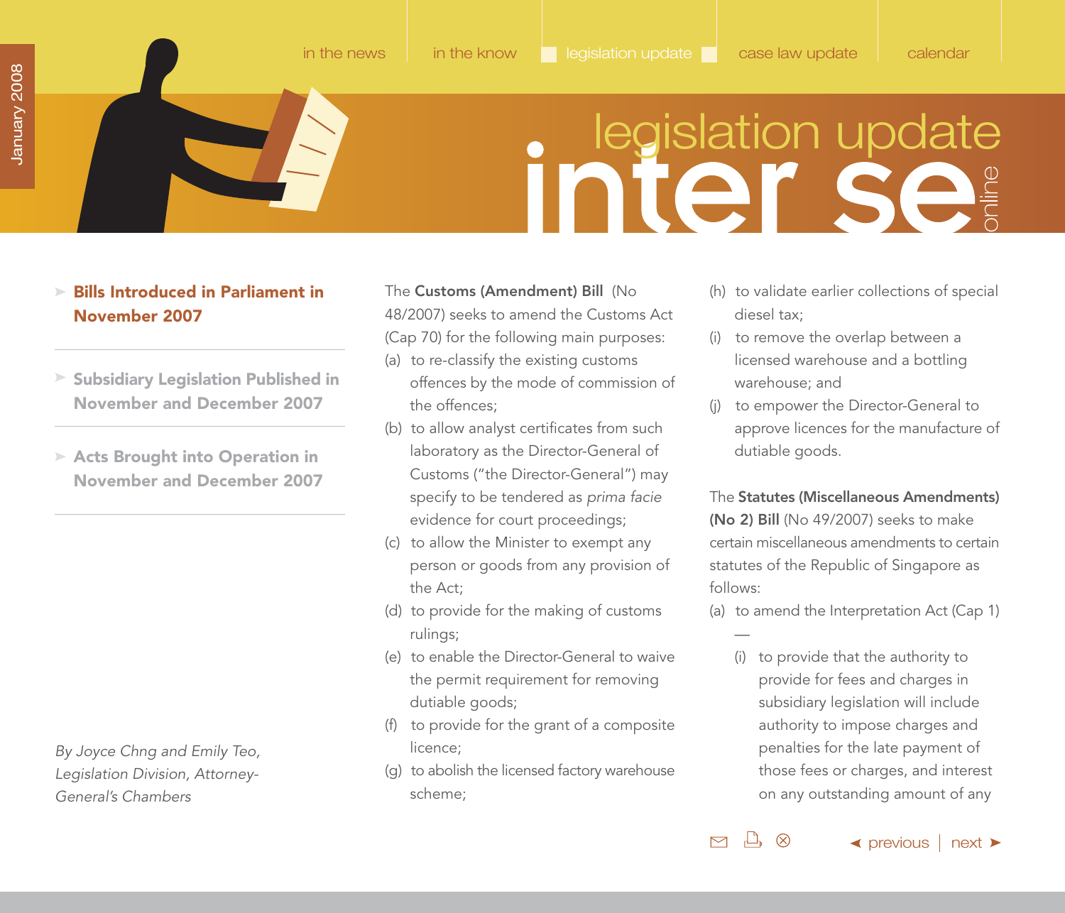# legislation update

- **Bills Introduced in Parliament in November 2007**
- **Subsidiary Legislation Published in November and December 2007**
- **Acts Brought into Operation in November and December 2007**

*By Joyce Chng and Emily Teo, Legislation Division, Attorney-General's Chambers*

The **Customs (Amendment) Bill** (No 48/2007) seeks to amend the Customs Act (Cap 70) for the following main purposes:

(a) to re-classify the existing customs offences by the mode of commission of the offences;

(b) to allow analyst certificates from such laboratory as the Director-General of Customs ("the Director-General") may specify to be tendered as *prima facie* evidence for court proceedings;

(c) to allow the Minister to exempt any person or goods from any provision of the Act;

(d) to provide for the making of customs rulings;

(e) to enable the Director-General to waive the permit requirement for removing dutiable goods;

(f) to provide for the grant of a composite licence;

(g) to abolish the licensed factory warehouse scheme;

(h) to validate earlier collections of special diesel tax;

(i) to remove the overlap between a licensed warehouse and a bottling warehouse; and

(j) to empower the Director-General to approve licences for the manufacture of dutiable goods.

The **Statutes (Miscellaneous Amendments) (No 2) Bill** (No 49/2007) seeks to make certain miscellaneous amendments to certain statutes of the Republic of Singapore as follows:

(a) to amend the Interpretation Act (Cap 1) —

(i) to provide that the authority to provide for fees and charges in subsidiary legislation will include authority to impose charges and penalties for the late payment of those fees or charges, and interest on any outstanding amount of any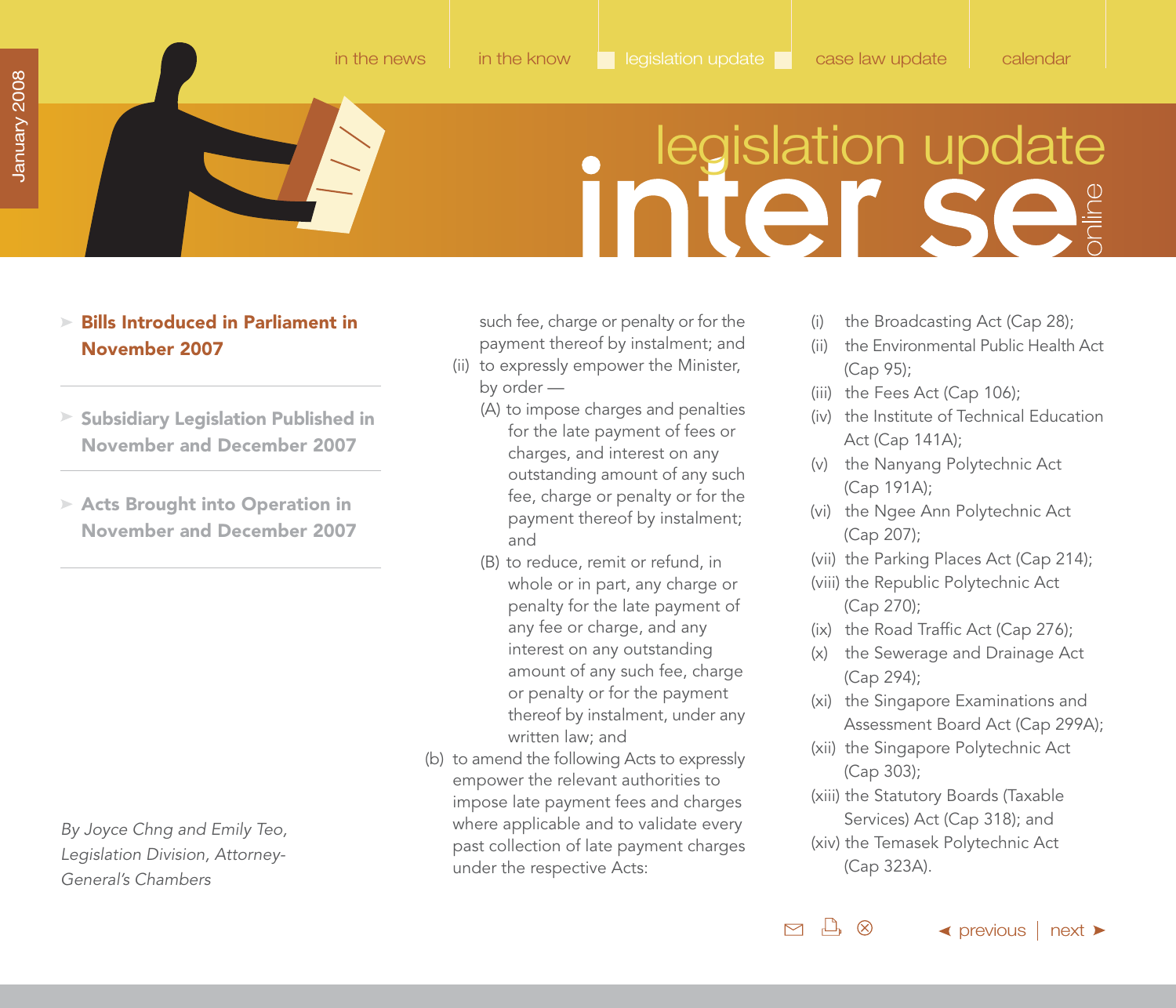- Bills Introduced in Parliament in November 2007
- Subsidiary Legislation Published in November and December 2007
- Acts Brought into Operation in November and December 2007

*By Joyce Chng and Emily Teo, Legislation Division, Attorney-General's Chambers*

such fee, charge or penalty or for the payment thereof by instalment; and

(ii) to expressly empower the Minister, by order —

(A) to impose charges and penalties for the late payment of fees or charges, and interest on any outstanding amount of any such fee, charge or penalty or for the payment thereof by instalment; and

(B) to reduce, remit or refund, in whole or in part, any charge or penalty for the late payment of any fee or charge, and any interest on any outstanding amount of any such fee, charge or penalty or for the payment thereof by instalment, under any written law; and

(b) to amend the following Acts to expressly empower the relevant authorities to impose late payment fees and charges where applicable and to validate every past collection of late payment charges under the respective Acts:

(i) the Broadcasting Act (Cap 28);

(ii) the Environmental Public Health Act (Cap 95);

(iii) the Fees Act (Cap 106);

(iv) the Institute of Technical Education Act (Cap 141A);

(v) the Nanyang Polytechnic Act (Cap 191A);

(vi) the Ngee Ann Polytechnic Act (Cap 207);

(vii) the Parking Places Act (Cap 214);

(viii) the Republic Polytechnic Act (Cap 270);

(ix) the Road Traffic Act (Cap 276);

(x) the Sewerage and Drainage Act (Cap 294);

(xi) the Singapore Examinations and Assessment Board Act (Cap 299A);

(xii) the Singapore Polytechnic Act (Cap 303);

(xiii) the Statutory Boards (Taxable Services) Act (Cap 318); and

(xiv) the Temasek Polytechnic Act (Cap 323A).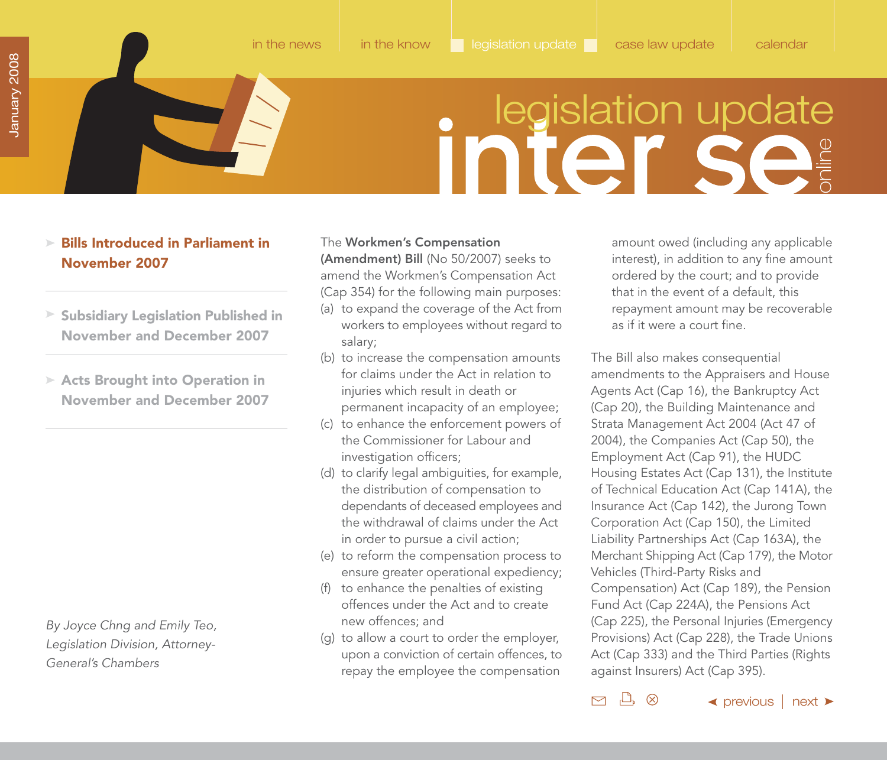# legislation update

- **Bills Introduced in Parliament in November 2007**
- **Subsidiary Legislation Published in November and December 2007**
- **Acts Brought into Operation in November and December 2007**

*By Joyce Chng and Emily Teo, Legislation Division, Attorney-General's Chambers*

The **Workmen's Compensation (Amendment) Bill** (No 50/2007) seeks to amend the Workmen's Compensation Act (Cap 354) for the following main purposes:

(a) to expand the coverage of the Act from workers to employees without regard to salary;

(b) to increase the compensation amounts for claims under the Act in relation to injuries which result in death or permanent incapacity of an employee;

(c) to enhance the enforcement powers of the Commissioner for Labour and investigation officers;

(d) to clarify legal ambiguities, for example, the distribution of compensation to dependants of deceased employees and the withdrawal of claims under the Act in order to pursue a civil action;

(e) to reform the compensation process to ensure greater operational expediency;

(f) to enhance the penalties of existing offences under the Act and to create new offences; and

(g) to allow a court to order the employer, upon a conviction of certain offences, to repay the employee the compensation amount owed (including any applicable interest), in addition to any fine amount ordered by the court; and to provide that in the event of a default, this repayment amount may be recoverable as if it were a court fine.

The Bill also makes consequential amendments to the Appraisers and House Agents Act (Cap 16), the Bankruptcy Act (Cap 20), the Building Maintenance and Strata Management Act 2004 (Act 47 of 2004), the Companies Act (Cap 50), the Employment Act (Cap 91), the HUDC Housing Estates Act (Cap 131), the Institute of Technical Education Act (Cap 141A), the Insurance Act (Cap 142), the Jurong Town Corporation Act (Cap 150), the Limited Liability Partnerships Act (Cap 163A), the Merchant Shipping Act (Cap 179), the Motor Vehicles (Third-Party Risks and Compensation) Act (Cap 189), the Pension Fund Act (Cap 224A), the Pensions Act (Cap 225), the Personal Injuries (Emergency Provisions) Act (Cap 228), the Trade Unions Act (Cap 333) and the Third Parties (Rights against Insurers) Act (Cap 395).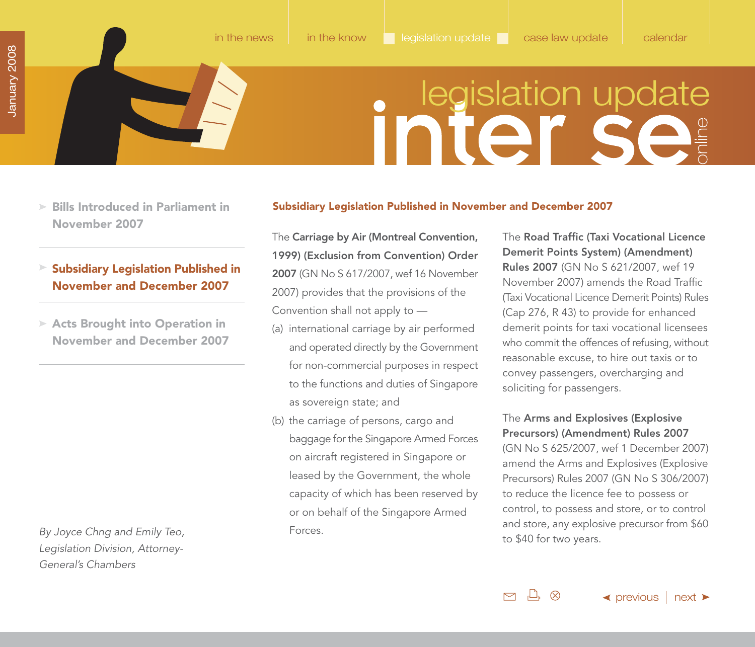## Subsidiary Legislation Published in November and December 2007

- Bills Introduced in Parliament in November 2007
- **Subsidiary Legislation Published in November and December 2007**
- Acts Brought into Operation in November and December 2007

*By Joyce Chng and Emily Teo, Legislation Division, Attorney-General's Chambers*

The **Carriage by Air (Montreal Convention, 1999) (Exclusion from Convention) Order 2007** (GN No S 617/2007, wef 16 November 2007) provides that the provisions of the Convention shall not apply to —

(a) international carriage by air performed and operated directly by the Government for non-commercial purposes in respect to the functions and duties of Singapore as sovereign state; and

(b) the carriage of persons, cargo and baggage for the Singapore Armed Forces on aircraft registered in Singapore or leased by the Government, the whole capacity of which has been reserved by or on behalf of the Singapore Armed Forces.

The **Road Traffic (Taxi Vocational Licence Demerit Points System) (Amendment) Rules 2007** (GN No S 621/2007, wef 19 November 2007) amends the Road Traffic (Taxi Vocational Licence Demerit Points) Rules (Cap 276, R 43) to provide for enhanced demerit points for taxi vocational licensees who commit the offences of refusing, without reasonable excuse, to hire out taxis or to convey passengers, overcharging and soliciting for passengers.

The **Arms and Explosives (Explosive Precursors) (Amendment) Rules 2007** (GN No S 625/2007, wef 1 December 2007) amend the Arms and Explosives (Explosive Precursors) Rules 2007 (GN No S 306/2007) to reduce the licence fee to possess or control, to possess and store, or to control and store, any explosive precursor from $60 to $40 for two years.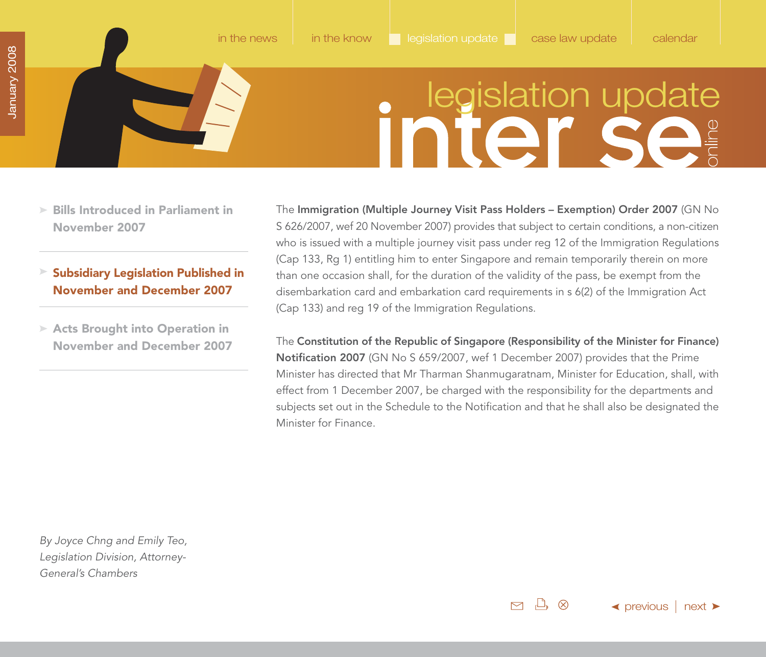# legislation update

- Bills Introduced in Parliament in November 2007
- **Subsidiary Legislation Published in November and December 2007**
- Acts Brought into Operation in November and December 2007

The **Immigration (Multiple Journey Visit Pass Holders – Exemption) Order 2007** (GN No S 626/2007, wef 20 November 2007) provides that subject to certain conditions, a non-citizen who is issued with a multiple journey visit pass under reg 12 of the Immigration Regulations (Cap 133, Rg 1) entitling him to enter Singapore and remain temporarily therein on more than one occasion shall, for the duration of the validity of the pass, be exempt from the disembarkation card and embarkation card requirements in s 6(2) of the Immigration Act (Cap 133) and reg 19 of the Immigration Regulations.

The **Constitution of the Republic of Singapore (Responsibility of the Minister for Finance) Notification 2007** (GN No S 659/2007, wef 1 December 2007) provides that the Prime Minister has directed that Mr Tharman Shanmugaratnam, Minister for Education, shall, with effect from 1 December 2007, be charged with the responsibility for the departments and subjects set out in the Schedule to the Notification and that he shall also be designated the Minister for Finance.

*By Joyce Chng and Emily Teo, Legislation Division, Attorney-General's Chambers*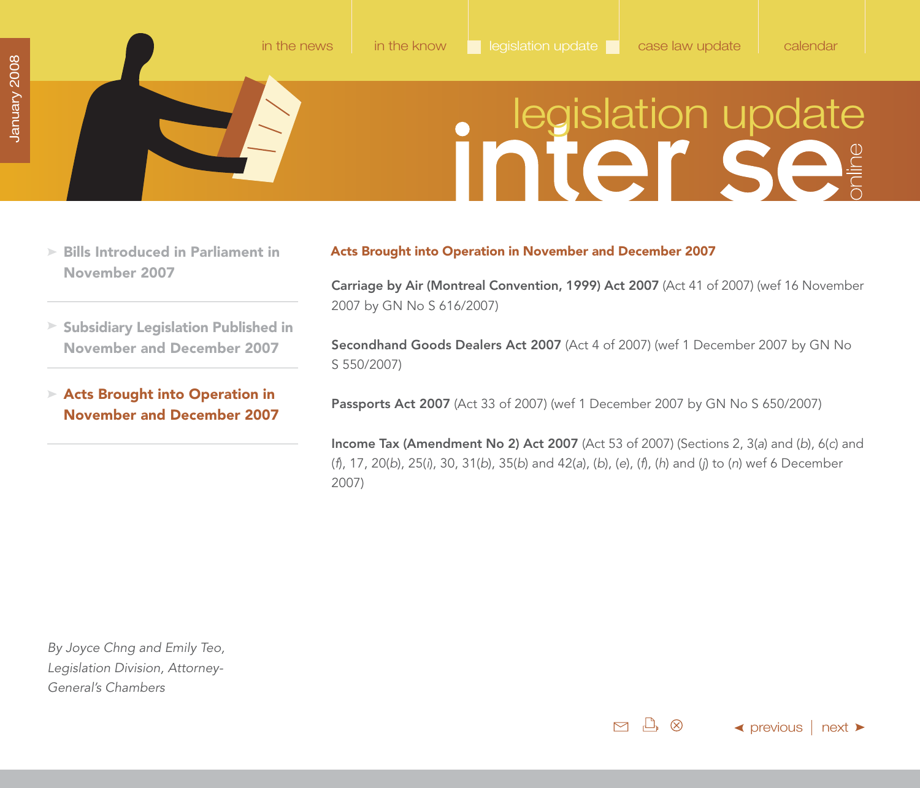- Bills Introduced in Parliament in November 2007
- Subsidiary Legislation Published in November and December 2007
- **Acts Brought into Operation in November and December 2007**

## Acts Brought into Operation in November and December 2007

**Carriage by Air (Montreal Convention, 1999) Act 2007** (Act 41 of 2007) (wef 16 November 2007 by GN No S 616/2007)

**Secondhand Goods Dealers Act 2007** (Act 4 of 2007) (wef 1 December 2007 by GN No S 550/2007)

**Passports Act 2007** (Act 33 of 2007) (wef 1 December 2007 by GN No S 650/2007)

**Income Tax (Amendment No 2) Act 2007** (Act 53 of 2007) (Sections 2, 3(*a*) and (*b*), 6(*c*) and (*f*), 17, 20(*b*), 25(*i*), 30, 31(*b*), 35(*b*) and 42(*a*), (*b*), (*e*), (*f*), (*h*) and (*j*) to (*n*) wef 6 December 2007)

*By Joyce Chng and Emily Teo, Legislation Division, Attorney-General's Chambers*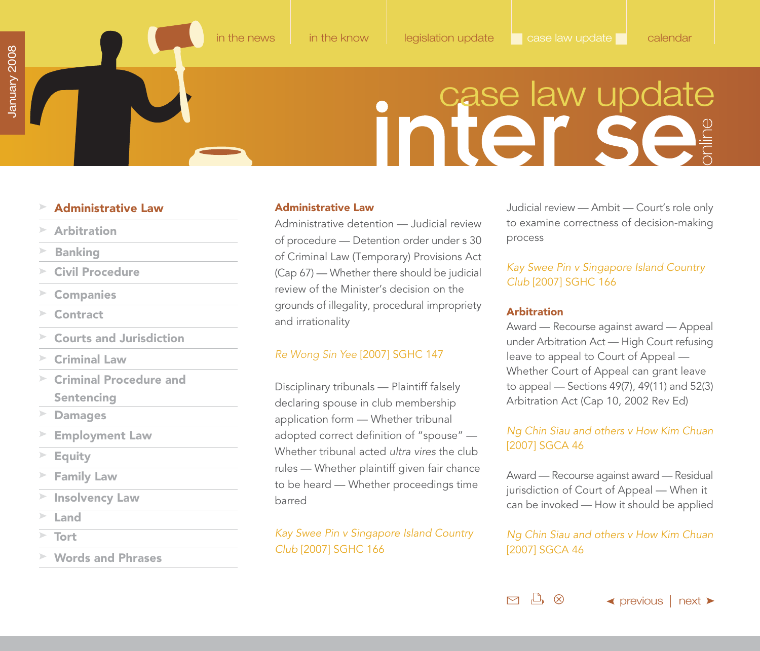- Administrative Law
- Arbitration
- Banking
- Civil Procedure
- Companies
- Contract
- Courts and Jurisdiction
- Criminal Law
- Criminal Procedure and Sentencing
- Damages
- Employment Law
- Equity
- Family Law
- Insolvency Law
- Land
- Tort
- Words and Phrases

## Administrative Law

Administrative detention — Judicial review of procedure — Detention order under s 30 of Criminal Law (Temporary) Provisions Act (Cap 67) — Whether there should be judicial review of the Minister's decision on the grounds of illegality, procedural impropriety and irrationality

*Re Wong Sin Yee* [2007] SGHC 147

Disciplinary tribunals — Plaintiff falsely declaring spouse in club membership application form — Whether tribunal adopted correct definition of "spouse" — Whether tribunal acted *ultra vires* the club rules — Whether plaintiff given fair chance to be heard — Whether proceedings time barred

*Kay Swee Pin v Singapore Island Country Club* [2007] SGHC 166

Judicial review — Ambit — Court's role only to examine correctness of decision-making process

*Kay Swee Pin v Singapore Island Country Club* [2007] SGHC 166

## Arbitration

Award — Recourse against award — Appeal under Arbitration Act — High Court refusing leave to appeal to Court of Appeal — Whether Court of Appeal can grant leave to appeal — Sections 49(7), 49(11) and 52(3) Arbitration Act (Cap 10, 2002 Rev Ed)

*Ng Chin Siau and others v How Kim Chuan* [2007] SGCA 46

Award — Recourse against award — Residual jurisdiction of Court of Appeal — When it can be invoked — How it should be applied

*Ng Chin Siau and others v How Kim Chuan* [2007] SGCA 46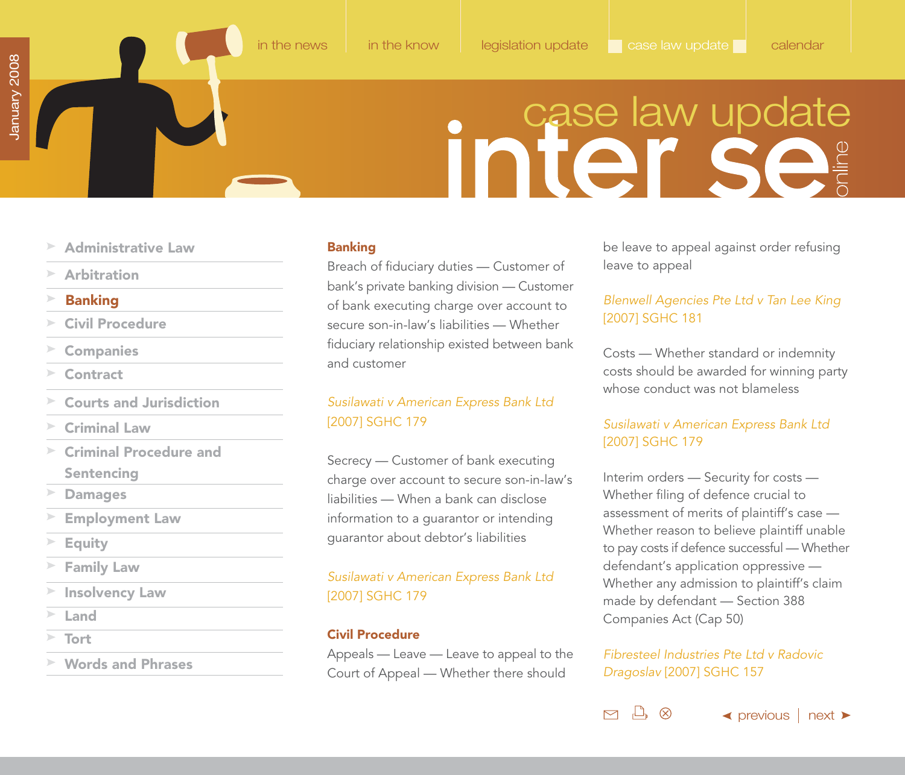# case law update

# inter se online

- Administrative Law
- Arbitration
- **Banking**
- Civil Procedure
- Companies
- Contract
- Courts and Jurisdiction
- Criminal Law
- Criminal Procedure and Sentencing
- Damages
- Employment Law
- Equity
- Family Law
- Insolvency Law
- Land
- Tort
- Words and Phrases

## Banking

Breach of fiduciary duties — Customer of bank's private banking division — Customer of bank executing charge over account to secure son-in-law's liabilities — Whether fiduciary relationship existed between bank and customer

*Susilawati v American Express Bank Ltd* [2007] SGHC 179

Secrecy — Customer of bank executing charge over account to secure son-in-law's liabilities — When a bank can disclose information to a guarantor or intending guarantor about debtor's liabilities

*Susilawati v American Express Bank Ltd* [2007] SGHC 179

## Civil Procedure

Appeals — Leave — Leave to appeal to the Court of Appeal — Whether there should be leave to appeal against order refusing leave to appeal

*Blenwell Agencies Pte Ltd v Tan Lee King* [2007] SGHC 181

Costs — Whether standard or indemnity costs should be awarded for winning party whose conduct was not blameless

*Susilawati v American Express Bank Ltd* [2007] SGHC 179

Interim orders — Security for costs — Whether filing of defence crucial to assessment of merits of plaintiff's case — Whether reason to believe plaintiff unable to pay costs if defence successful — Whether defendant's application oppressive — Whether any admission to plaintiff's claim made by defendant — Section 388 Companies Act (Cap 50)

*Fibresteel Industries Pte Ltd v Radovic Dragoslav* [2007] SGHC 157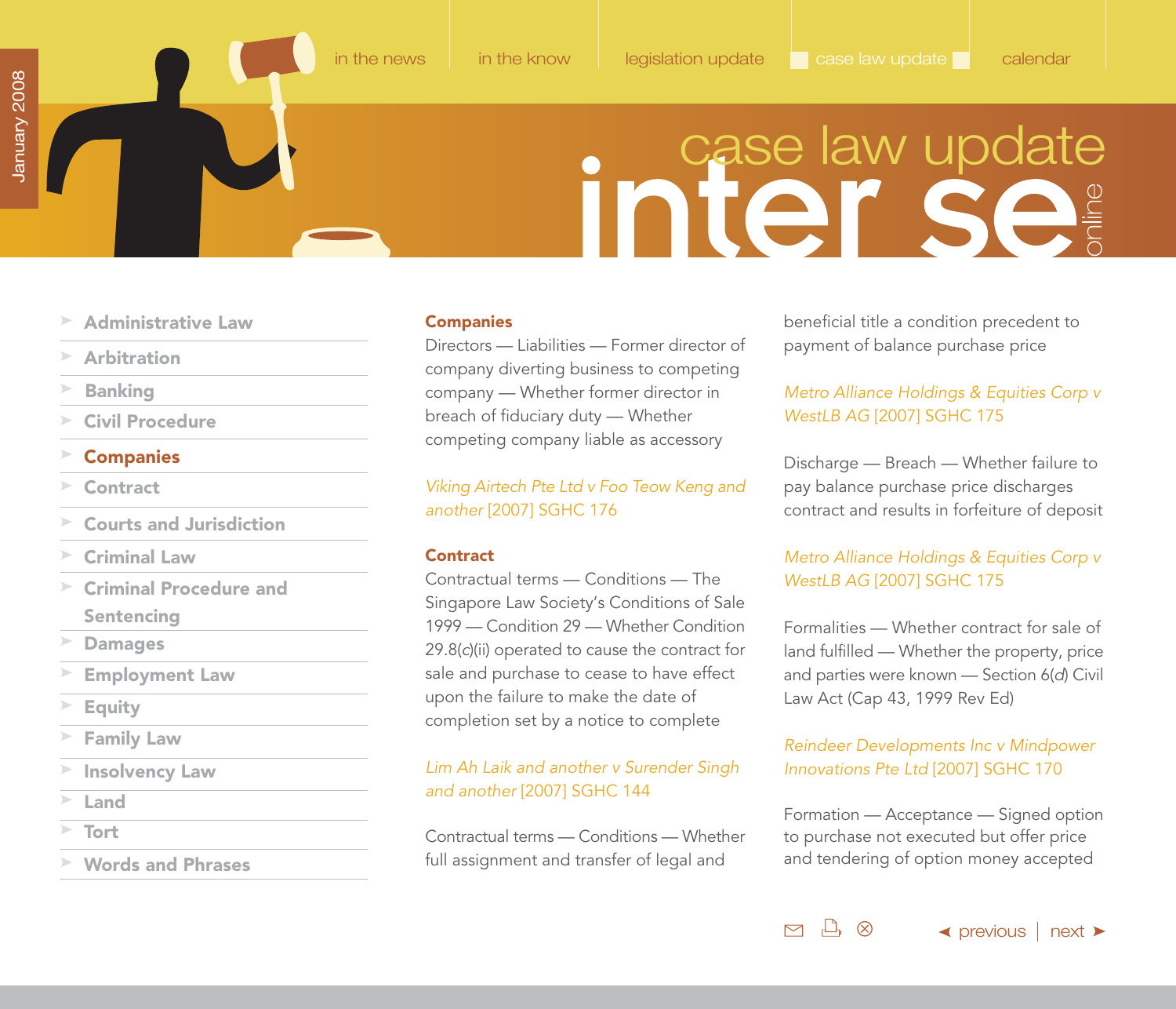# case law update

## Companies

Directors — Liabilities — Former director of company diverting business to competing company — Whether former director in breach of fiduciary duty — Whether competing company liable as accessory

*Viking Airtech Pte Ltd v Foo Teow Keng and another* [2007] SGHC 176

## Contract

Contractual terms — Conditions — The Singapore Law Society's Conditions of Sale 1999 — Condition 29 — Whether Condition 29.8(*c*)(ii) operated to cause the contract for sale and purchase to cease to have effect upon the failure to make the date of completion set by a notice to complete

*Lim Ah Laik and another v Surender Singh and another* [2007] SGHC 144

Contractual terms — Conditions — Whether full assignment and transfer of legal and beneficial title a condition precedent to payment of balance purchase price

*Metro Alliance Holdings & Equities Corp v WestLB AG* [2007] SGHC 175

Discharge — Breach — Whether failure to pay balance purchase price discharges contract and results in forfeiture of deposit

*Metro Alliance Holdings & Equities Corp v WestLB AG* [2007] SGHC 175

Formalities — Whether contract for sale of land fulfilled — Whether the property, price and parties were known — Section 6(*d*) Civil Law Act (Cap 43, 1999 Rev Ed)

*Reindeer Developments Inc v Mindpower Innovations Pte Ltd* [2007] SGHC 170

Formation — Acceptance — Signed option to purchase not executed but offer price and tendering of option money accepted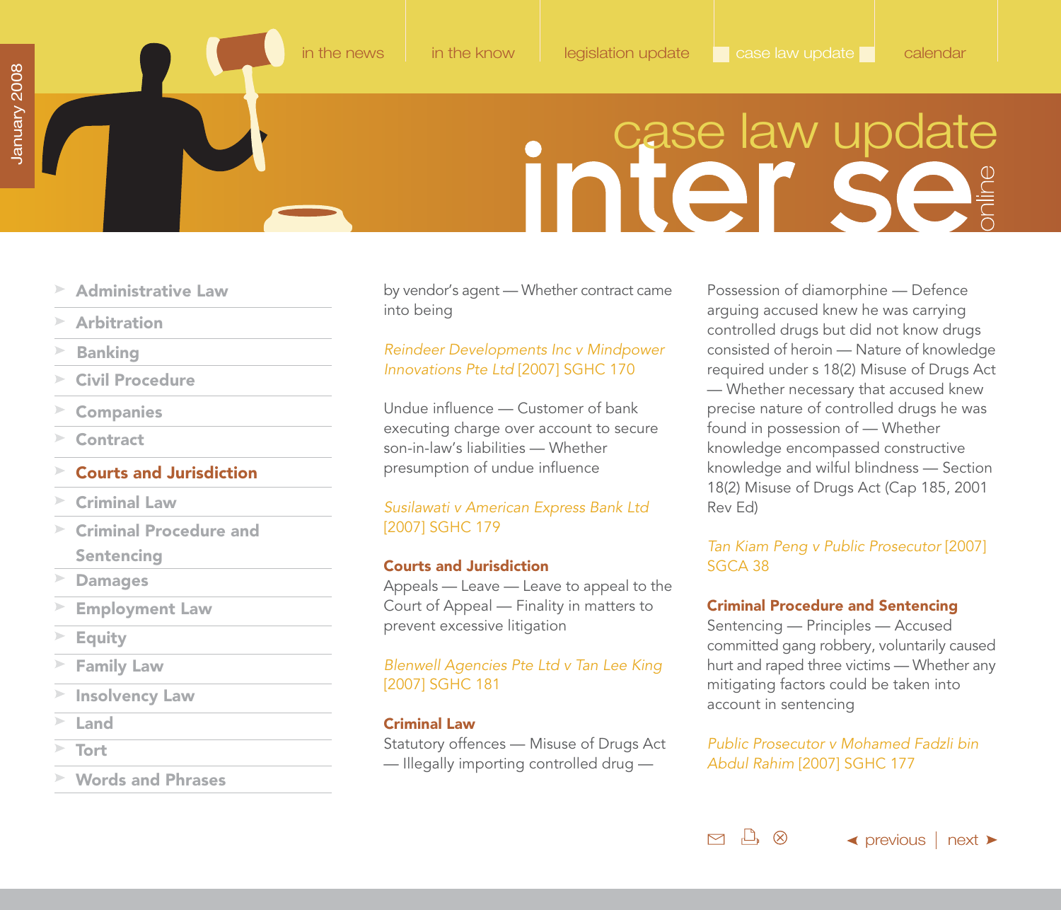by vendor's agent — Whether contract came into being

*Reindeer Developments Inc v Mindpower Innovations Pte Ltd* [2007] SGHC 170

Undue influence — Customer of bank executing charge over account to secure son-in-law's liabilities — Whether presumption of undue influence

*Susilawati v American Express Bank Ltd* [2007] SGHC 179

**Courts and Jurisdiction**

Appeals — Leave — Leave to appeal to the Court of Appeal — Finality in matters to prevent excessive litigation

*Blenwell Agencies Pte Ltd v Tan Lee King* [2007] SGHC 181

**Criminal Law**

Statutory offences — Misuse of Drugs Act — Illegally importing controlled drug — Possession of diamorphine — Defence arguing accused knew he was carrying controlled drugs but did not know drugs consisted of heroin — Nature of knowledge required under s 18(2) Misuse of Drugs Act — Whether necessary that accused knew precise nature of controlled drugs he was found in possession of — Whether knowledge encompassed constructive knowledge and wilful blindness — Section 18(2) Misuse of Drugs Act (Cap 185, 2001 Rev Ed)

*Tan Kiam Peng v Public Prosecutor* [2007] SGCA 38

**Criminal Procedure and Sentencing**

Sentencing — Principles — Accused committed gang robbery, voluntarily caused hurt and raped three victims — Whether any mitigating factors could be taken into account in sentencing

*Public Prosecutor v Mohamed Fadzli bin Abdul Rahim* [2007] SGHC 177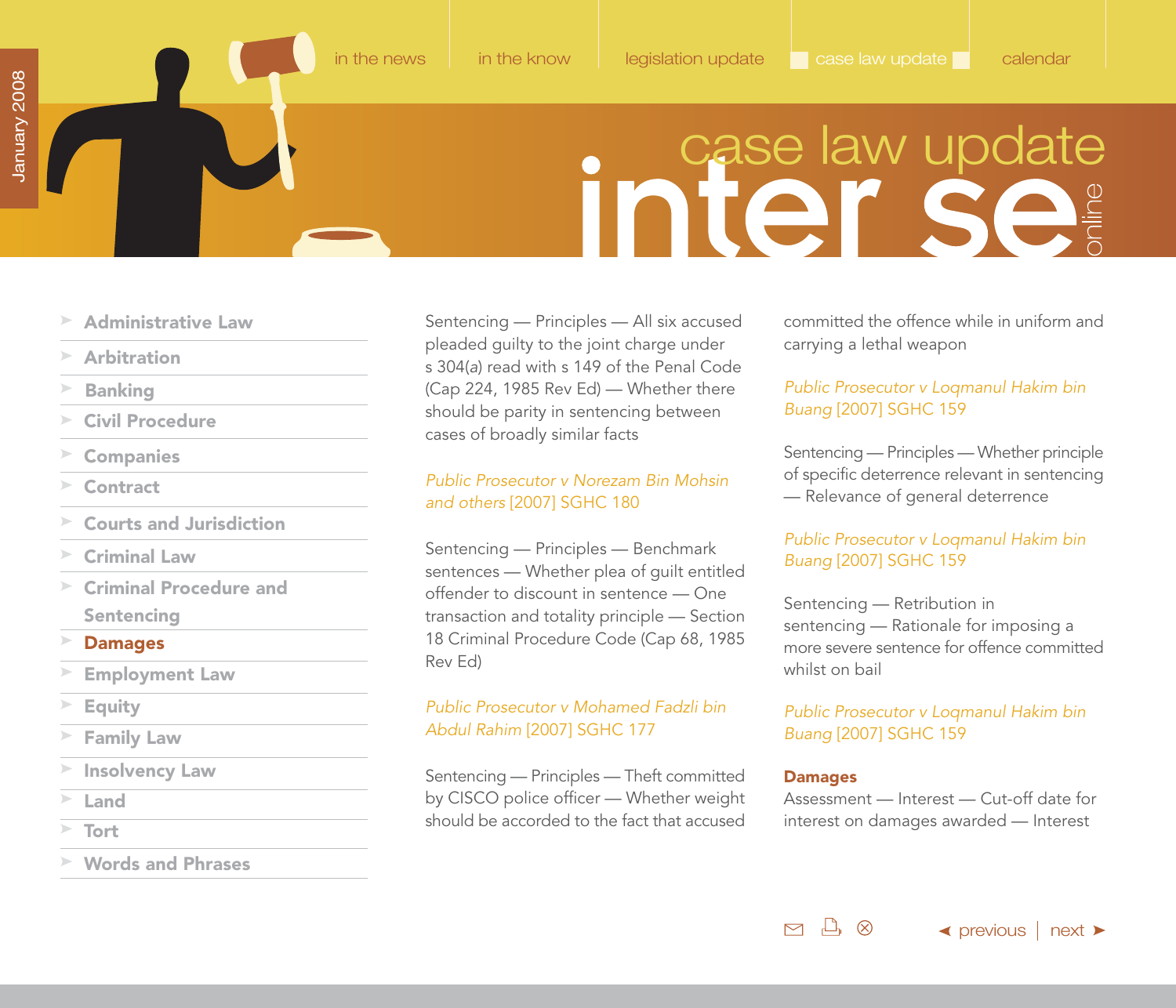Sentencing — Principles — All six accused pleaded guilty to the joint charge under s 304(*a*) read with s 149 of the Penal Code (Cap 224, 1985 Rev Ed) — Whether there should be parity in sentencing between cases of broadly similar facts

*Public Prosecutor v Norezam Bin Mohsin and others* [2007] SGHC 180

Sentencing — Principles — Benchmark sentences — Whether plea of guilt entitled offender to discount in sentence — One transaction and totality principle — Section 18 Criminal Procedure Code (Cap 68, 1985 Rev Ed)

*Public Prosecutor v Mohamed Fadzli bin Abdul Rahim* [2007] SGHC 177

Sentencing — Principles — Theft committed by CISCO police officer — Whether weight should be accorded to the fact that accused committed the offence while in uniform and carrying a lethal weapon

*Public Prosecutor v Loqmanul Hakim bin Buang* [2007] SGHC 159

Sentencing — Principles — Whether principle of specific deterrence relevant in sentencing — Relevance of general deterrence

*Public Prosecutor v Loqmanul Hakim bin Buang* [2007] SGHC 159

Sentencing — Retribution in sentencing — Rationale for imposing a more severe sentence for offence committed whilst on bail

*Public Prosecutor v Loqmanul Hakim bin Buang* [2007] SGHC 159

## Damages

Assessment — Interest — Cut-off date for interest on damages awarded — Interest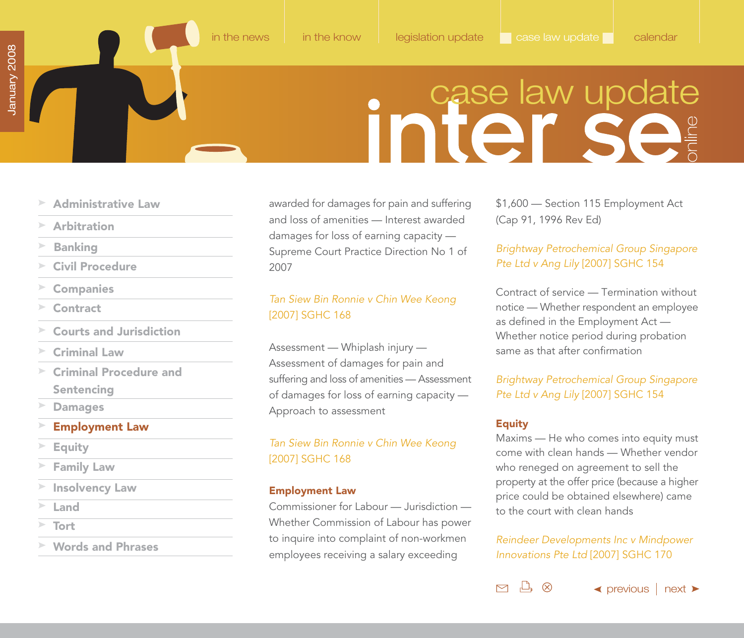awarded for damages for pain and suffering and loss of amenities — Interest awarded damages for loss of earning capacity — Supreme Court Practice Direction No 1 of 2007

*Tan Siew Bin Ronnie v Chin Wee Keong* [2007] SGHC 168

Assessment — Whiplash injury — Assessment of damages for pain and suffering and loss of amenities — Assessment of damages for loss of earning capacity — Approach to assessment

*Tan Siew Bin Ronnie v Chin Wee Keong* [2007] SGHC 168

**Employment Law**

Commissioner for Labour — Jurisdiction — Whether Commission of Labour has power to inquire into complaint of non-workmen employees receiving a salary exceeding $1,600 — Section 115 Employment Act (Cap 91, 1996 Rev Ed)

*Brightway Petrochemical Group Singapore Pte Ltd v Ang Lily* [2007] SGHC 154

Contract of service — Termination without notice — Whether respondent an employee as defined in the Employment Act — Whether notice period during probation same as that after confirmation

*Brightway Petrochemical Group Singapore Pte Ltd v Ang Lily* [2007] SGHC 154

**Equity**

Maxims — He who comes into equity must come with clean hands — Whether vendor who reneged on agreement to sell the property at the offer price (because a higher price could be obtained elsewhere) came to the court with clean hands

*Reindeer Developments Inc v Mindpower Innovations Pte Ltd* [2007] SGHC 170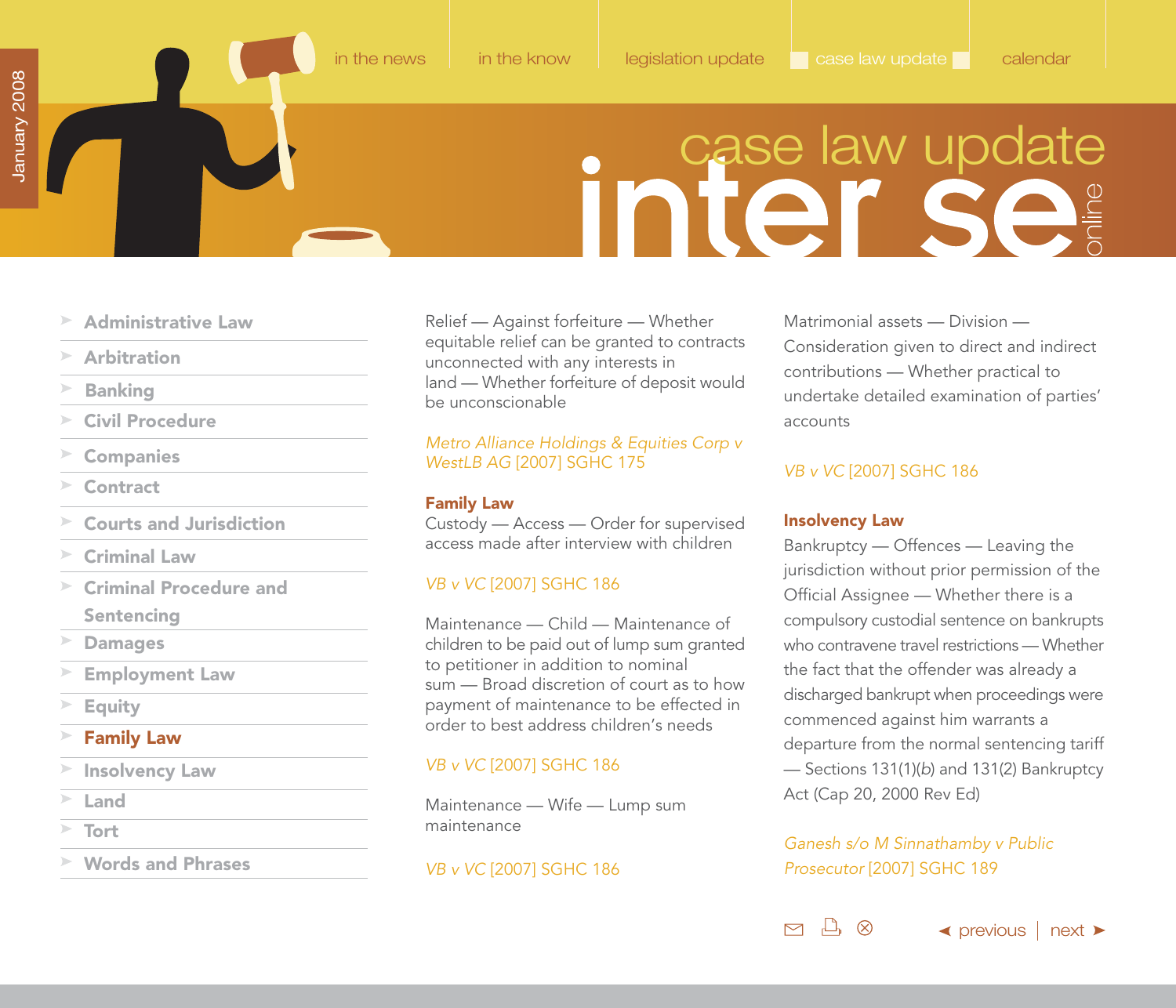Relief — Against forfeiture — Whether equitable relief can be granted to contracts unconnected with any interests in land — Whether forfeiture of deposit would be unconscionable

*Metro Alliance Holdings & Equities Corp v WestLB AG* [2007] SGHC 175

## Family Law

Custody — Access — Order for supervised access made after interview with children

*VB v VC* [2007] SGHC 186

Maintenance — Child — Maintenance of children to be paid out of lump sum granted to petitioner in addition to nominal sum — Broad discretion of court as to how payment of maintenance to be effected in order to best address children's needs

*VB v VC* [2007] SGHC 186

Maintenance — Wife — Lump sum maintenance

*VB v VC* [2007] SGHC 186

Matrimonial assets — Division — Consideration given to direct and indirect contributions — Whether practical to undertake detailed examination of parties' accounts

*VB v VC* [2007] SGHC 186

## Insolvency Law

Bankruptcy — Offences — Leaving the jurisdiction without prior permission of the Official Assignee — Whether there is a compulsory custodial sentence on bankrupts who contravene travel restrictions — Whether the fact that the offender was already a discharged bankrupt when proceedings were commenced against him warrants a departure from the normal sentencing tariff — Sections 131(1)(*b*) and 131(2) Bankruptcy Act (Cap 20, 2000 Rev Ed)

*Ganesh s/o M Sinnathamby v Public Prosecutor* [2007] SGHC 189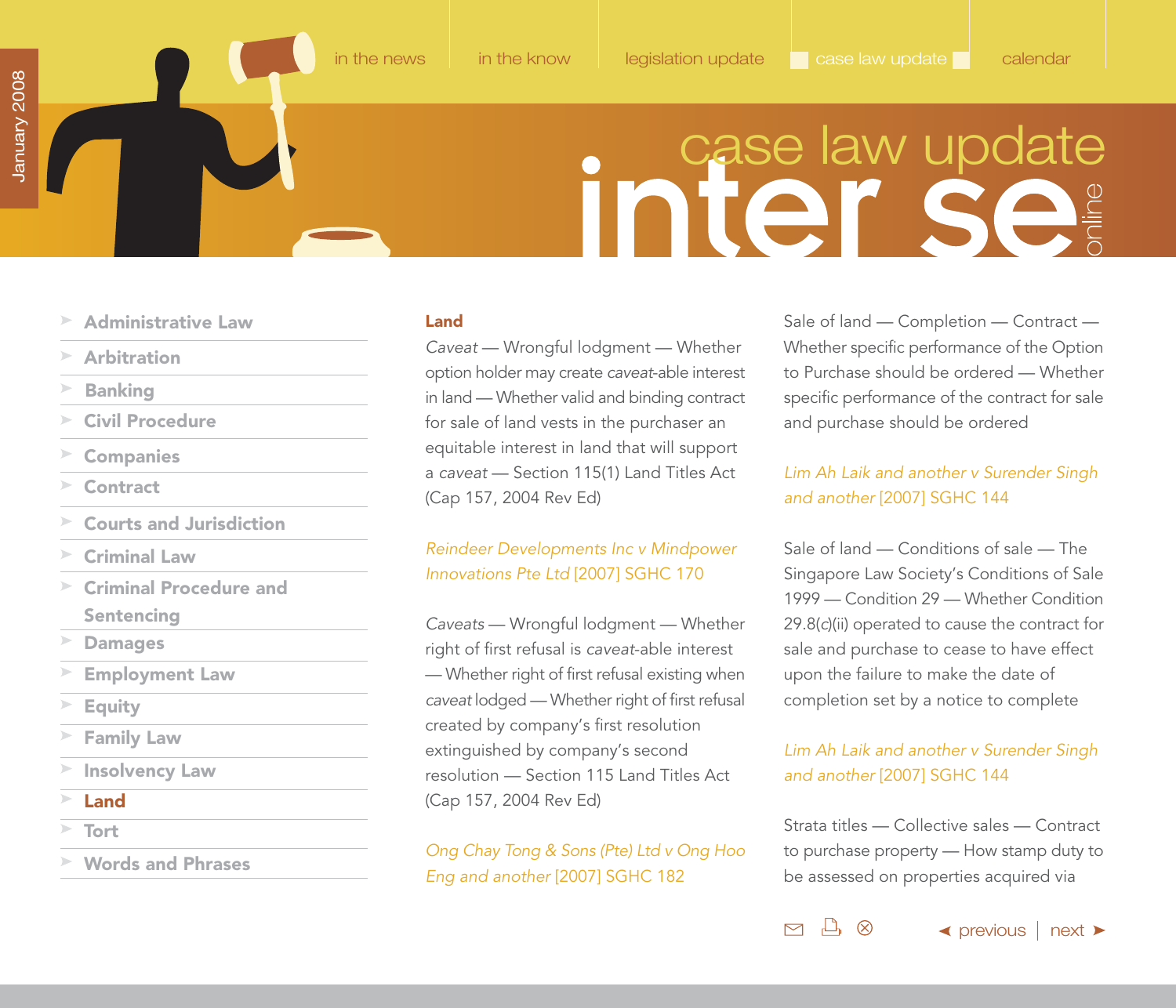## Land

*Caveat* — Wrongful lodgment — Whether option holder may create *caveat*-able interest in land — Whether valid and binding contract for sale of land vests in the purchaser an equitable interest in land that will support a *caveat* — Section 115(1) Land Titles Act (Cap 157, 2004 Rev Ed)

*Reindeer Developments Inc v Mindpower Innovations Pte Ltd* [2007] SGHC 170

*Caveats* — Wrongful lodgment — Whether right of first refusal is *caveat*-able interest — Whether right of first refusal existing when *caveat* lodged — Whether right of first refusal created by company's first resolution extinguished by company's second resolution — Section 115 Land Titles Act (Cap 157, 2004 Rev Ed)

*Ong Chay Tong & Sons (Pte) Ltd v Ong Hoo Eng and another* [2007] SGHC 182

Sale of land — Completion — Contract — Whether specific performance of the Option to Purchase should be ordered — Whether specific performance of the contract for sale and purchase should be ordered

*Lim Ah Laik and another v Surender Singh and another* [2007] SGHC 144

Sale of land — Conditions of sale — The Singapore Law Society's Conditions of Sale 1999 — Condition 29 — Whether Condition 29.8(*c*)(ii) operated to cause the contract for sale and purchase to cease to have effect upon the failure to make the date of completion set by a notice to complete

*Lim Ah Laik and another v Surender Singh and another* [2007] SGHC 144

Strata titles — Collective sales — Contract to purchase property — How stamp duty to be assessed on properties acquired via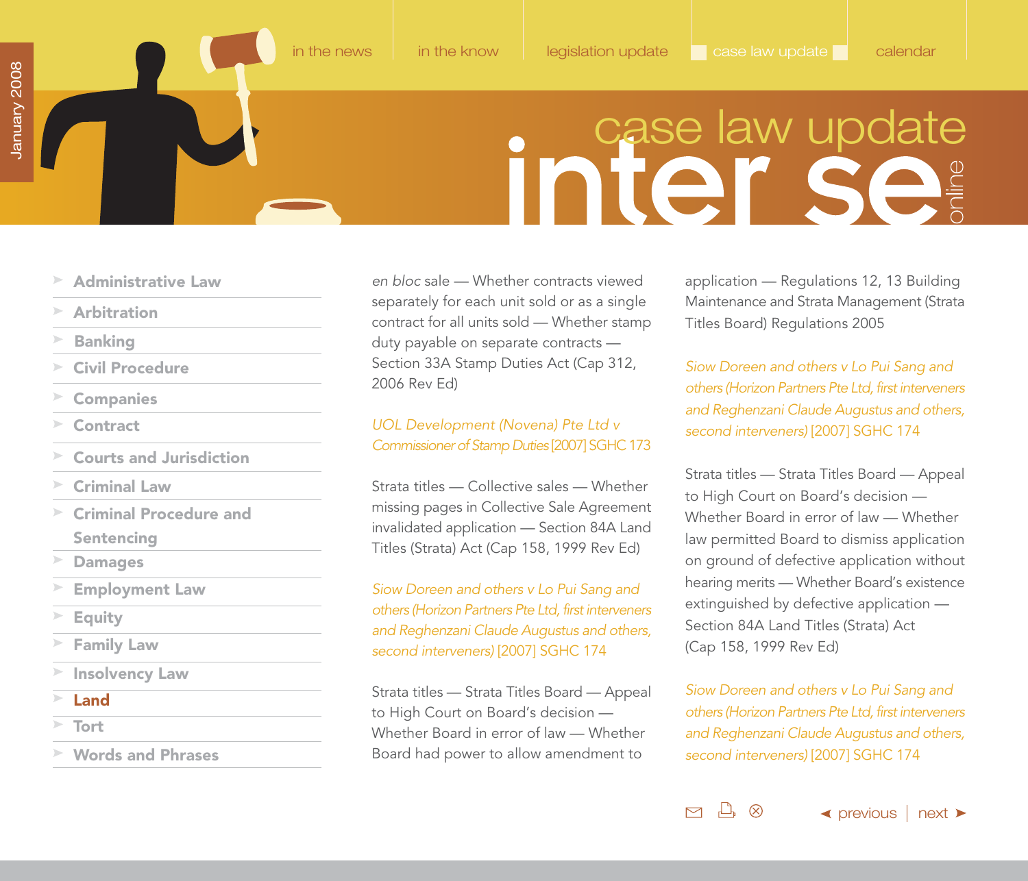*en bloc* sale — Whether contracts viewed separately for each unit sold or as a single contract for all units sold — Whether stamp duty payable on separate contracts — Section 33A Stamp Duties Act (Cap 312, 2006 Rev Ed)

*UOL Development (Novena) Pte Ltd v Commissioner of Stamp Duties* [2007] SGHC 173

Strata titles — Collective sales — Whether missing pages in Collective Sale Agreement invalidated application — Section 84A Land Titles (Strata) Act (Cap 158, 1999 Rev Ed)

*Siow Doreen and others v Lo Pui Sang and others (Horizon Partners Pte Ltd, first interveners and Reghenzani Claude Augustus and others, second interveners)* [2007] SGHC 174

Strata titles — Strata Titles Board — Appeal to High Court on Board's decision — Whether Board in error of law — Whether Board had power to allow amendment to application — Regulations 12, 13 Building Maintenance and Strata Management (Strata Titles Board) Regulations 2005

*Siow Doreen and others v Lo Pui Sang and others (Horizon Partners Pte Ltd, first interveners and Reghenzani Claude Augustus and others, second interveners)* [2007] SGHC 174

Strata titles — Strata Titles Board — Appeal to High Court on Board's decision — Whether Board in error of law — Whether law permitted Board to dismiss application on ground of defective application without hearing merits — Whether Board's existence extinguished by defective application — Section 84A Land Titles (Strata) Act (Cap 158, 1999 Rev Ed)

*Siow Doreen and others v Lo Pui Sang and others (Horizon Partners Pte Ltd, first interveners and Reghenzani Claude Augustus and others, second interveners)* [2007] SGHC 174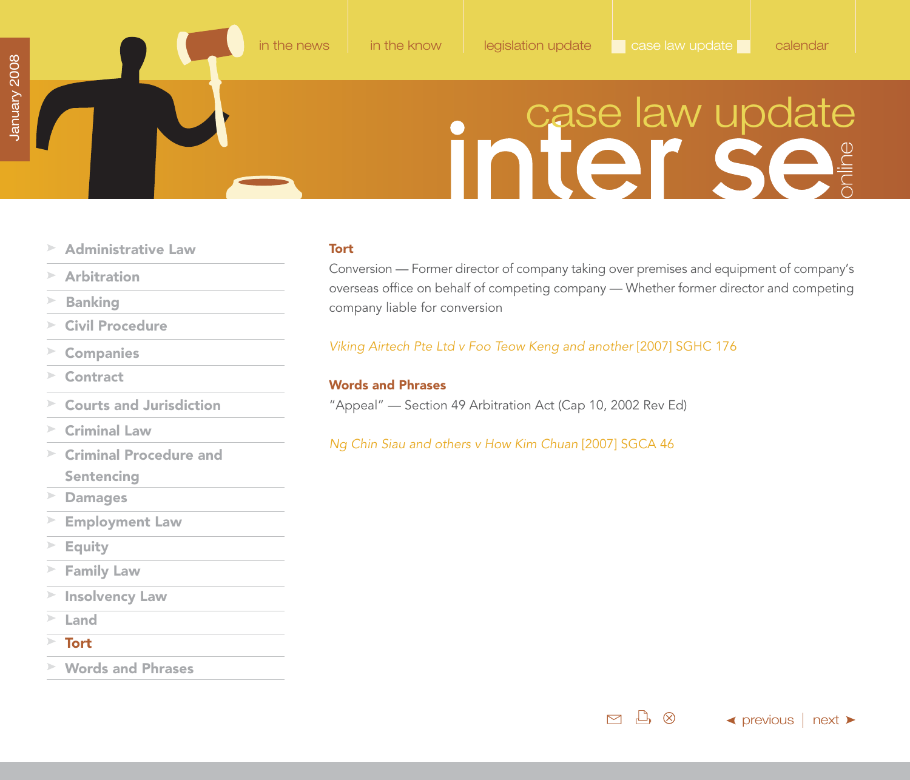## Tort

Conversion — Former director of company taking over premises and equipment of company's overseas office on behalf of competing company — Whether former director and competing company liable for conversion

*Viking Airtech Pte Ltd v Foo Teow Keng and another* [2007] SGHC 176

## Words and Phrases

"Appeal" — Section 49 Arbitration Act (Cap 10, 2002 Rev Ed)

*Ng Chin Siau and others v How Kim Chuan* [2007] SGCA 46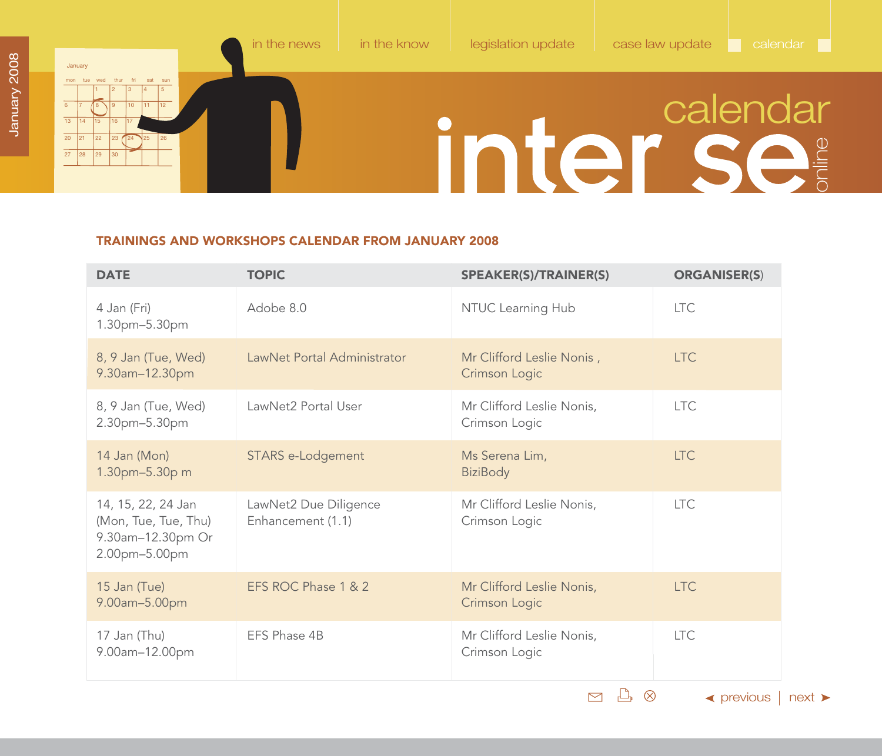## TRAININGS AND WORKSHOPS CALENDAR FROM JANUARY 2008

| DATE | TOPIC | SPEAKER(S)/TRAINER(S) | ORGANISER(S) |
|---|---|---|---|
| 4 Jan (Fri) 1.30pm–5.30pm | Adobe 8.0 | NTUC Learning Hub | LTC |
| 8, 9 Jan (Tue, Wed) 9.30am–12.30pm | LawNet Portal Administrator | Mr Clifford Leslie Nonis , Crimson Logic | LTC |
| 8, 9 Jan (Tue, Wed) 2.30pm–5.30pm | LawNet2 Portal User | Mr Clifford Leslie Nonis, Crimson Logic | LTC |
| 14 Jan (Mon) 1.30pm–5.30p m | STARS e-Lodgement | Ms Serena Lim, BiziBody | LTC |
| 14, 15, 22, 24 Jan (Mon, Tue, Tue, Thu) 9.30am–12.30pm Or 2.00pm–5.00pm | LawNet2 Due Diligence Enhancement (1.1) | Mr Clifford Leslie Nonis, Crimson Logic | LTC |
| 15 Jan (Tue) 9.00am–5.00pm | EFS ROC Phase 1 & 2 | Mr Clifford Leslie Nonis, Crimson Logic | LTC |
| 17 Jan (Thu) 9.00am–12.00pm | EFS Phase 4B | Mr Clifford Leslie Nonis, Crimson Logic | LTC |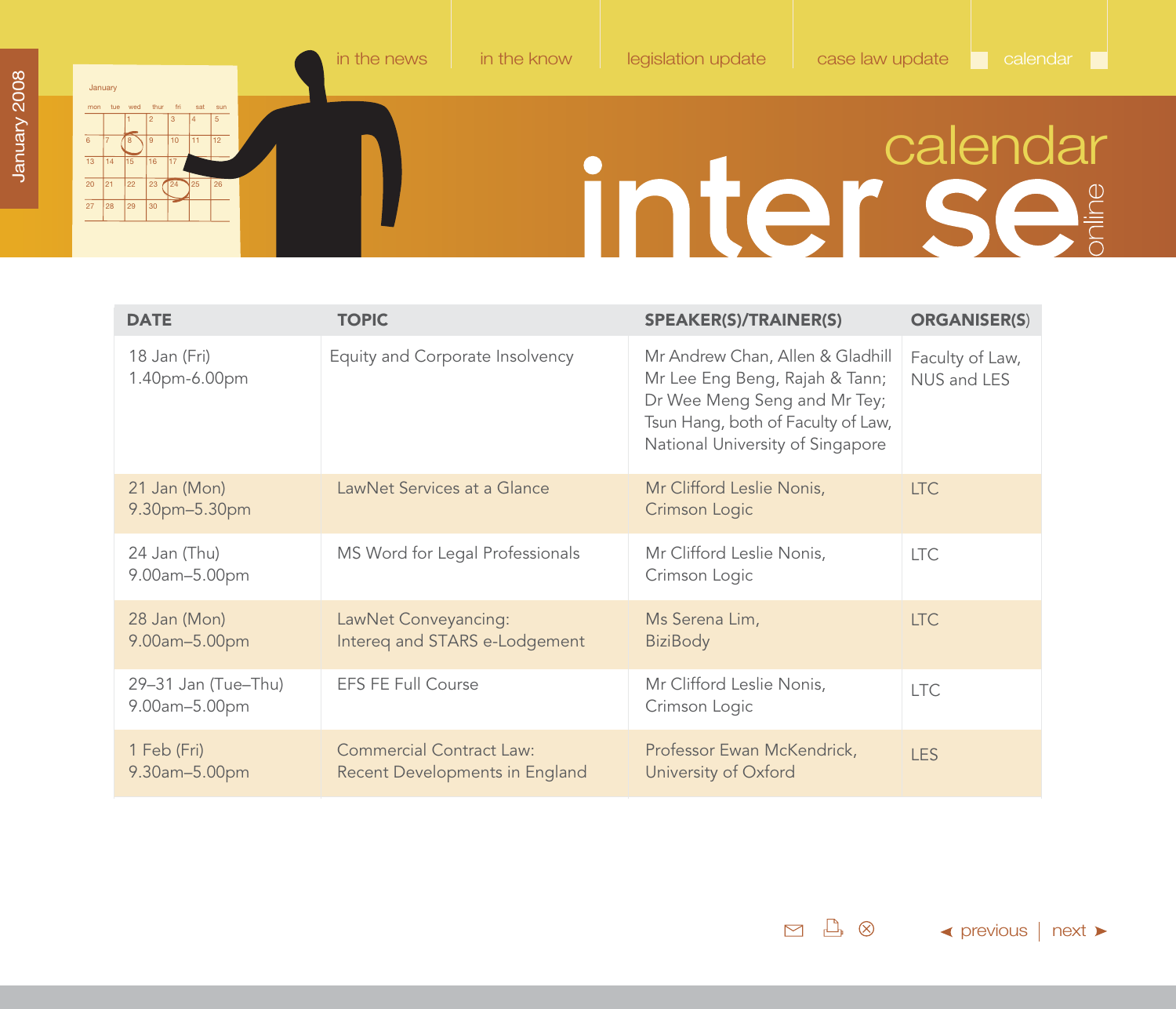# calendar

| DATE | TOPIC | SPEAKER(S)/TRAINER(S) | ORGANISER(S) |
|---|---|---|---|
| 18 Jan (Fri) 1.40pm-6.00pm | Equity and Corporate Insolvency | Mr Andrew Chan, Allen & Gladhill Mr Lee Eng Beng, Rajah & Tann; Dr Wee Meng Seng and Mr Tey; Tsun Hang, both of Faculty of Law, National University of Singapore | Faculty of Law, NUS and LES |
| 21 Jan (Mon) 9.30pm–5.30pm | LawNet Services at a Glance | Mr Clifford Leslie Nonis, Crimson Logic | LTC |
| 24 Jan (Thu) 9.00am–5.00pm | MS Word for Legal Professionals | Mr Clifford Leslie Nonis, Crimson Logic | LTC |
| 28 Jan (Mon) 9.00am–5.00pm | LawNet Conveyancing: Intereq and STARS e-Lodgement | Ms Serena Lim, BiziBody | LTC |
| 29–31 Jan (Tue–Thu) 9.00am–5.00pm | EFS FE Full Course | Mr Clifford Leslie Nonis, Crimson Logic | LTC |
| 1 Feb (Fri) 9.30am–5.00pm | Commercial Contract Law: Recent Developments in England | Professor Ewan McKendrick, University of Oxford | LES |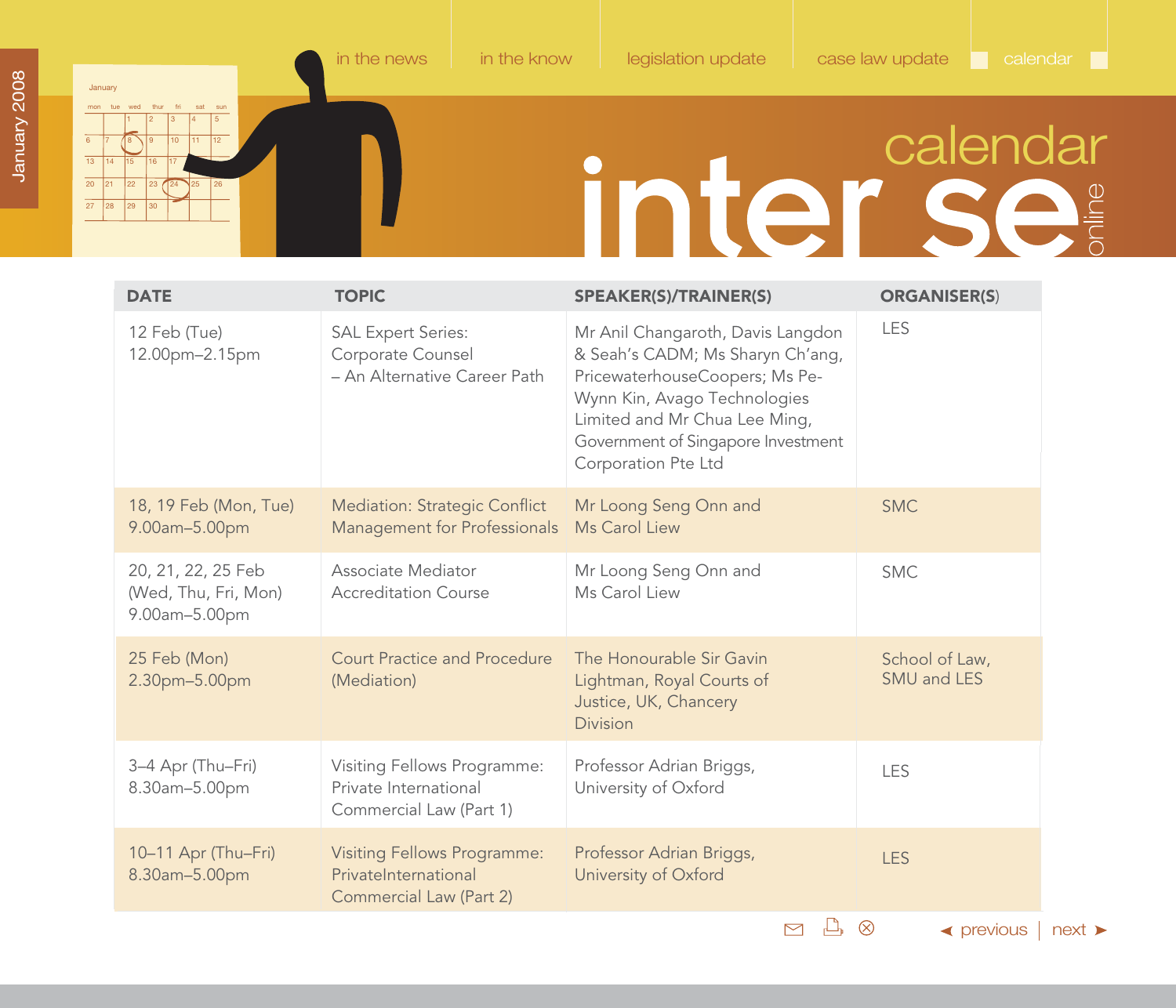# calendar

| DATE | TOPIC | SPEAKER(S)/TRAINER(S) | ORGANISER(S) |
|---|---|---|---|
| 12 Feb (Tue) 12.00pm–2.15pm | SAL Expert Series: Corporate Counsel – An Alternative Career Path | Mr Anil Changaroth, Davis Langdon & Seah's CADM; Ms Sharyn Ch'ang, PricewaterhouseCoopers; Ms Pe-Wynn Kin, Avago Technologies Limited and Mr Chua Lee Ming, Government of Singapore Investment Corporation Pte Ltd | LES |
| 18, 19 Feb (Mon, Tue) 9.00am–5.00pm | Mediation: Strategic Conflict Management for Professionals | Mr Loong Seng Onn and Ms Carol Liew | SMC |
| 20, 21, 22, 25 Feb (Wed, Thu, Fri, Mon) 9.00am–5.00pm | Associate Mediator Accreditation Course | Mr Loong Seng Onn and Ms Carol Liew | SMC |
| 25 Feb (Mon) 2.30pm–5.00pm | Court Practice and Procedure (Mediation) | The Honourable Sir Gavin Lightman, Royal Courts of Justice, UK, Chancery Division | School of Law, SMU and LES |
| 3–4 Apr (Thu–Fri) 8.30am–5.00pm | Visiting Fellows Programme: Private International Commercial Law (Part 1) | Professor Adrian Briggs, University of Oxford | LES |
| 10–11 Apr (Thu–Fri) 8.30am–5.00pm | Visiting Fellows Programme: PrivateInternational Commercial Law (Part 2) | Professor Adrian Briggs, University of Oxford | LES |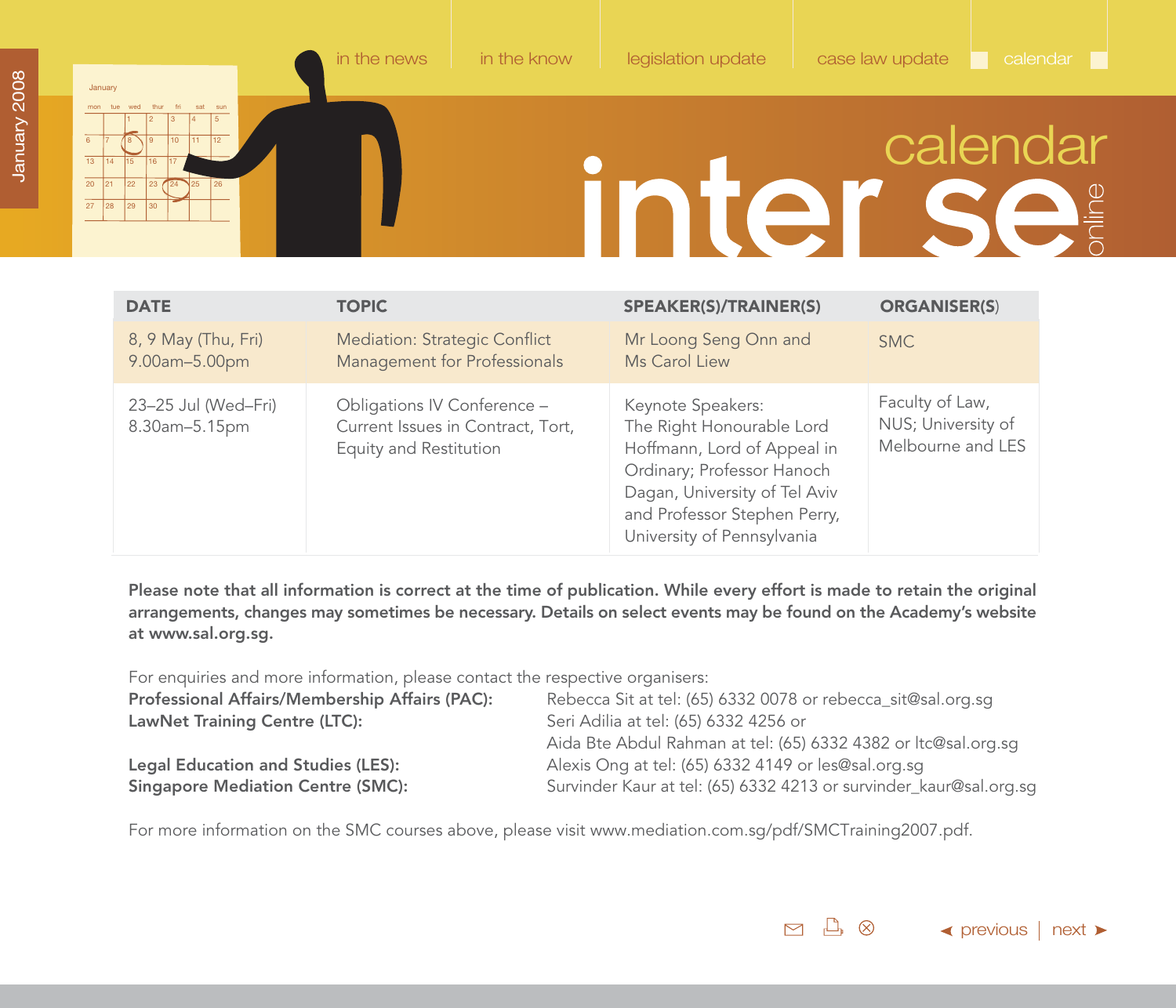| DATE | TOPIC | SPEAKER(S)/TRAINER(S) | ORGANISER(S) |
| --- | --- | --- | --- |
| 8, 9 May (Thu, Fri) 9.00am–5.00pm | Mediation: Strategic Conflict Management for Professionals | Mr Loong Seng Onn and Ms Carol Liew | SMC |
| 23–25 Jul (Wed–Fri) 8.30am–5.15pm | Obligations IV Conference – Current Issues in Contract, Tort, Equity and Restitution | Keynote Speakers: The Right Honourable Lord Hoffmann, Lord of Appeal in Ordinary; Professor Hanoch Dagan, University of Tel Aviv and Professor Stephen Perry, University of Pennsylvania | Faculty of Law, NUS; University of Melbourne and LES |

**Please note that all information is correct at the time of publication. While every effort is made to retain the original arrangements, changes may sometimes be necessary. Details on select events may be found on the Academy's website at www.sal.org.sg.**

For enquiries and more information, please contact the respective organisers:

**Professional Affairs/Membership Affairs (PAC):** Rebecca Sit at tel: (65) 6332 0078 or rebecca_sit@sal.org.sg

**LawNet Training Centre (LTC):** Seri Adilia at tel: (65) 6332 4256 or Aida Bte Abdul Rahman at tel: (65) 6332 4382 or ltc@sal.org.sg

**Legal Education and Studies (LES):** Alexis Ong at tel: (65) 6332 4149 or les@sal.org.sg

**Singapore Mediation Centre (SMC):** Survinder Kaur at tel: (65) 6332 4213 or survinder_kaur@sal.org.sg

For more information on the SMC courses above, please visit www.mediation.com.sg/pdf/SMCTraining2007.pdf.